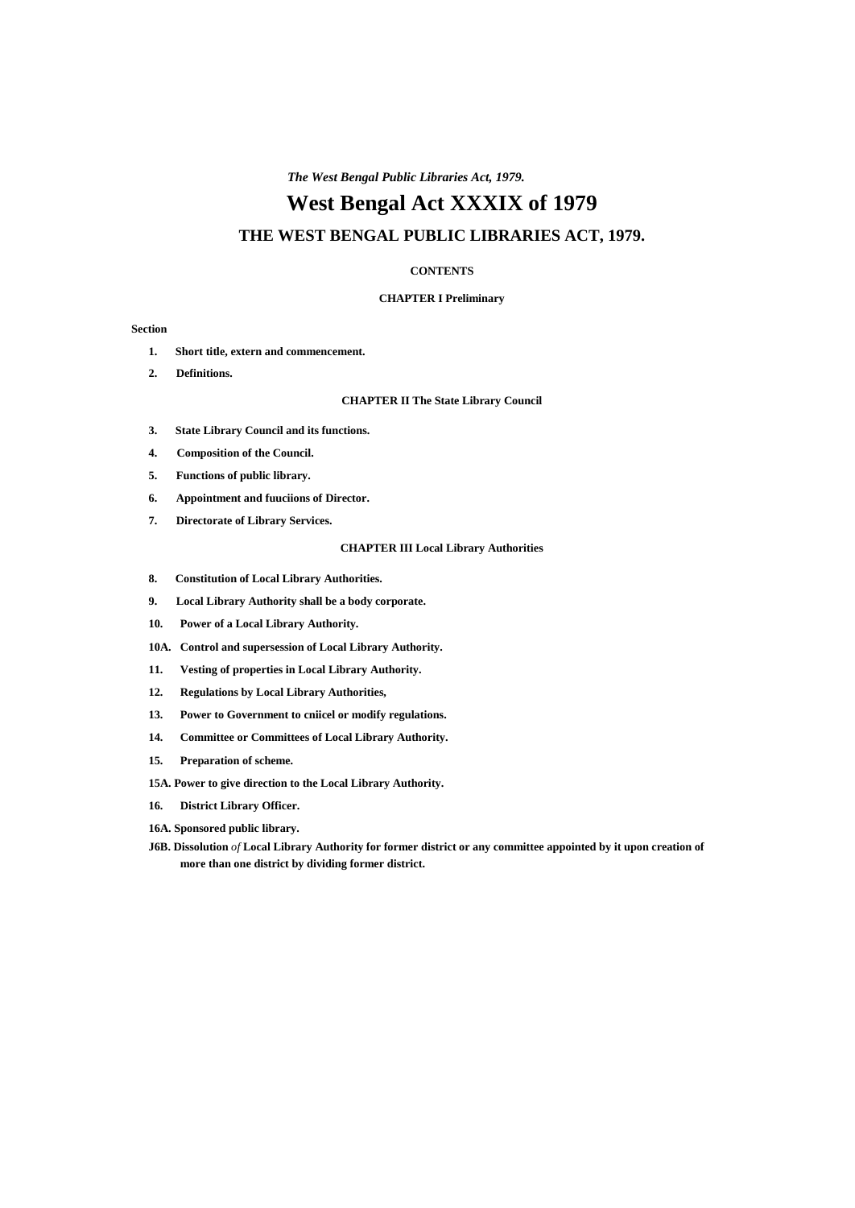*The West Bengal Public Libraries Act, 1979.*

# West Bengal Act XXXIX of 1979

## THE WEST BENGAL PUBLIC LIBRARIES ACT, 1979.

**CONTENTS**

**CHAPTER I Preliminary**

**Section**

1. **Short title, extern and commencement.**
2. **Definitions.**

**CHAPTER II The State Library Council**

3. **State Library Council and its functions.**
4. **Composition of the Council.**
5. **Functions of public library.**
6. **Appointment and fuuciions of Director.**
7. **Directorate of Library Services.**

**CHAPTER III Local Library Authorities**

8. **Constitution of Local Library Authorities.**
9. **Local Library Authority shall be a body corporate.**
10. **Power of a Local Library Authority.**

**10A. Control and supersession of Local Library Authority.**

11. **Vesting of properties in Local Library Authority.**
12. **Regulations by Local Library Authorities,**
13. **Power to Government to cniicel or modify regulations.**
14. **Committee or Committees of Local Library Authority.**
15. **Preparation of scheme.**

**15A. Power to give direction to the Local Library Authority.**

16. **District Library Officer.**

**16A. Sponsored public library.**

**J6B. Dissolution** *of* **Local Library Authority for former district or any committee appointed by it upon creation of more than one district by dividing former district.**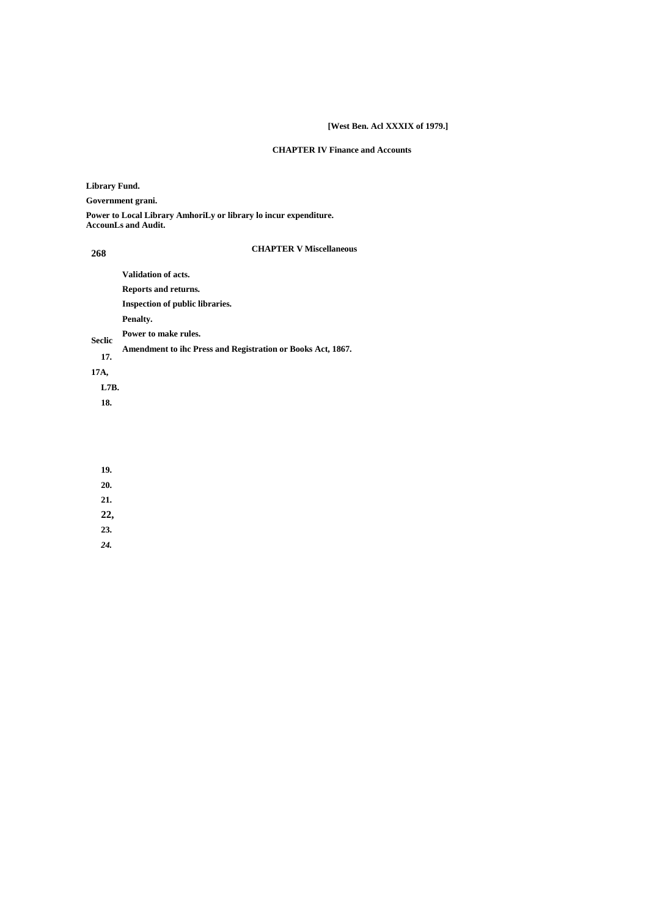[West Ben. Acl XXXIX of 1979.]

## CHAPTER IV Finance and Accounts

Library Fund.

Government grani.

Power to Local Library AmhoriLy or library lo incur expenditure.

AccounLs and Audit.

## CHAPTER V Miscellaneous

Seclic

17. Validation of acts.

17A, Reports and returns.

L7B. Inspection of public libraries.

18. Penalty.

19. Power to make rules.

20. Amendment to ihc Press and Registration or Books Act, 1867.

21.

22,

23.

*24.*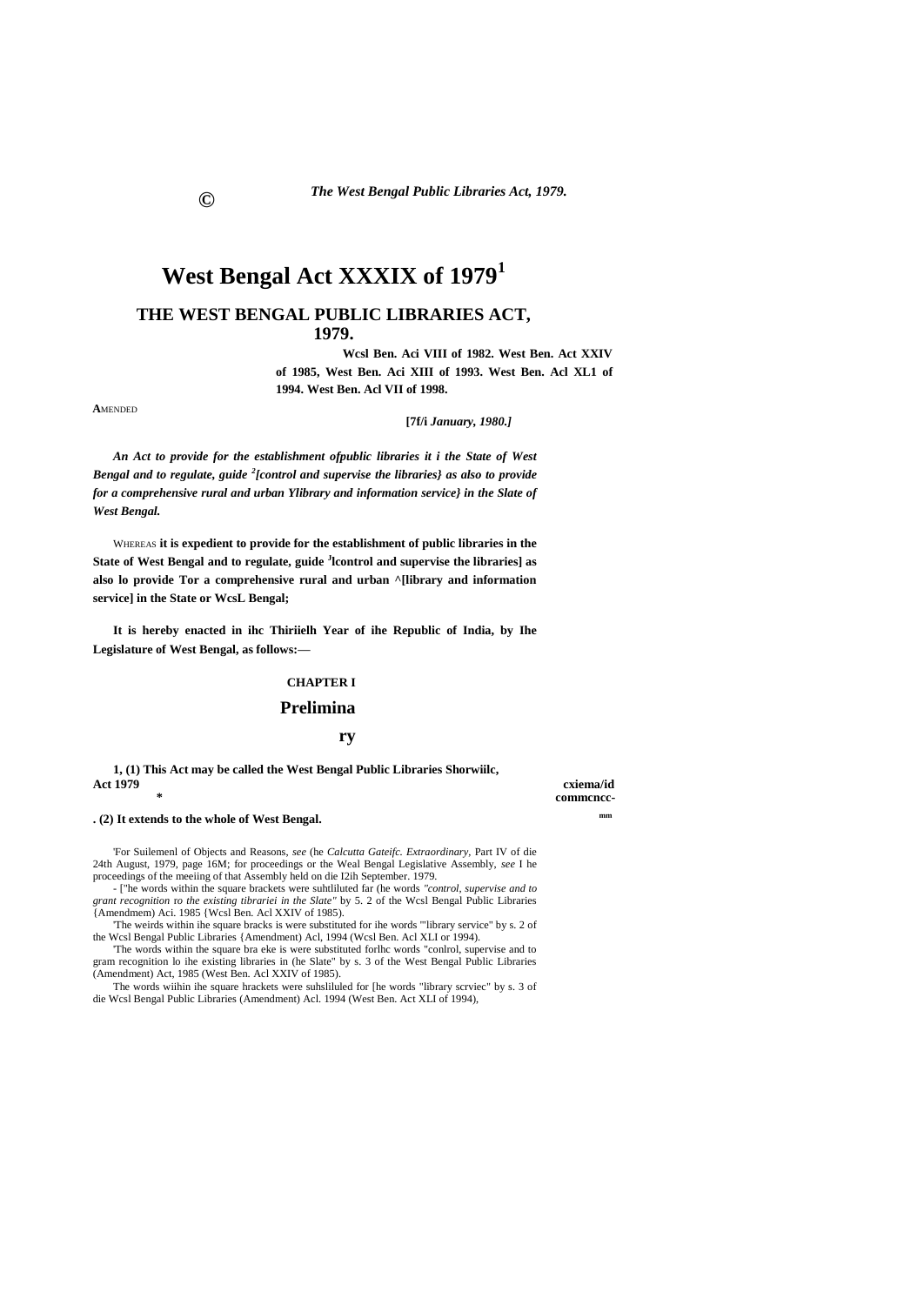# West Bengal Act XXXIX of 1979[1]

## THE WEST BENGAL PUBLIC LIBRARIES ACT, 1979.

AMENDED

**Wcsl Ben. Aci VIII of 1982. West Ben. Act XXIV of 1985, West Ben. Aci XIII of 1993. West Ben. Acl XL1 of 1994. West Ben. Acl VII of 1998.**

**[7f/i *January, 1980.]***

***An Act to provide for the establishment ofpublic libraries it i the State of West Bengal and to regulate, guide [2][control and supervise the libraries} as also to provide for a comprehensive rural and urban Ylibrary and information service} in the Slate of West Bengal.***

WHEREAS **it is expedient to provide for the establishment of public libraries in the State of West Bengal and to regulate, guide [J]lcontrol and supervise the libraries] as also lo provide Tor a comprehensive rural and urban ^[library and information service] in the State or WcsL Bengal;**

**It is hereby enacted in ihc Thiriielh Year of ihe Republic of India, by Ihe Legislature of West Bengal, as follows:—**

### CHAPTER I

### Preliminary

**1, (1) This Act may be called the West Bengal Public Libraries Act 1979** **Shorwiilc, cxiema/id commcncc-mm**

**. (2) It extends to the whole of West Bengal.**

'For Suilemenl of Objects and Reasons, *see* (he *Calcutta Gateifc. Extraordinary,* Part IV of die 24th August, 1979, page 16M; for proceedings or the Weal Bengal Legislative Assembly, *see* I he proceedings of the meeiing of that Assembly held on die I2ih September. 1979.

- ["he words within the square brackets were suhtliluted far (he words *"control, supervise and to grant recognition to the existing tibrariei in the Slate"* by 5. 2 of the Wcsl Bengal Public Libraries {Amendmem) Aci. 1985 {Wcsl Ben. Acl XXIV of 1985).

'The weirds within ihe square bracks is were substituted for ihe words "'library service" by s. 2 of the Wcsl Bengal Public Libraries {Amendment) Acl, 1994 (Wcsl Ben. Acl XLI or 1994).

'The words within the square bra eke is were substituted forlhc words "conlrol, supervise and to gram recognition lo ihe existing libraries in (he Slate" by s. 3 of the West Bengal Public Libraries (Amendment) Act, 1985 (West Ben. Acl XXIV of 1985).

The words wiihin ihe square hrackets were suhsliluled for [he words "library scrviec" by s. 3 of die Wcsl Bengal Public Libraries (Amendment) Acl. 1994 (West Ben. Act XLI of 1994),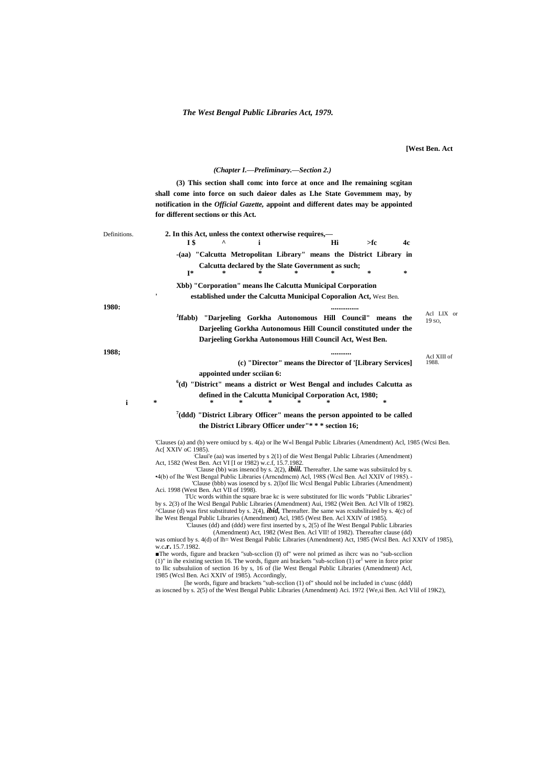*(Chapter I.—Preliminary.—Section 2.)*

**(3) This section shall comc into force at once and Ihe remaining scgitan shall come into force on such daieor dales as Lhe State Govemmem may, by notification in the *Official Gazette,* appoint and different dates may be appointed for different sections or this Act.**

Definitions.

**2. In this Act, unless the context otherwise requires,—**

**I $ ^ i Hi >fc 4c**

**-(aa) "Calcutta Metropolitan Library" means the District Library in Calcutta declared by the Slate Government as such;**

**I* * * * * * ***

**Xbb) "Corporation" means lhe Calcutta Municipal Corporation established under the Calcutta Municipal Coporalion Act,** West Ben. **1980:**

**...............**

**[J]ffabb) "Darjeeling Gorkha Autonomous Hill Council" means the Darjeeling Gorkha Autonomous Hill Council constituted under the Darjeeling Gorkha Autonomous Hill Council Act, West Ben. 1988;** Acl LIX or 19 SO, Acl XIII of 1988.

**...........**

**(c) "Director" means the Director of '[Library Services] appointed under scciian 6:**

**[6](d) "District" means a district or West Bengal and includes Calcutta as defined in the Calcutta Municipal Corporation Act, 1980;**

**i * * * * * * * ***

**[7](ddd) "District Library Officer" means the person appointed to be called the District Library Officer under"* * * section 16;**

'Clauses (a) and (b) were omiucd by s. 4(a) or lhe W«l Bengal Public Libraries (Amendment) Acl, 1985 (Wcsi Ben. Ac[ XXIV oC 1985).

'Claui'e (aa) was inserted by s 2(1) of die West Bengal Public Libraries (Amendment) Act, 1582 (West Ben. Act VI [I or 1982) w.c.f, 15.7.1982.

'Clause (bb) was insencd by s. 2(2), ***ibiil.*** Thereafter. Lhe same was subsiitulcd by s. •4(b) of lhe West Bengal Public Libraries (Arncndmcm) Acl, 198S (Wcsl Ben. Acl XXIV of 1985).-

'Clause (bbb) was iosencd by s. 2(l)of llic Wcsl Bengal Public Libraries (Amendment) Aci. 1998 (West Ben. Act VII of 1998).

TUc words within the square brae kc is were substituted for llic words "Public Libraries" by s. 2(3) of lhe Wcsl Bengal Public Libraries (Amendment) Aui, 1982 (Weit Ben. Acl Vllt of 1982).

^Clause (d) was first substituted by s. 2(4), ***ibid,*** Thereafter. lhe same was rcsubsliuied by s. 4(c) of lhe West Bengal Public Libraries (Amendment) Acl, 1985 (West Ben. Acl XXIV of 1985).

'Clauses (dd) and (ddd) were first inserted by s, 2(5) of lhe West Bengal Public Libraries (Amendment) Act, 1982 (West Ben. Acl VII! of 1982). Thereafter clause (dd) was omiucd by s. 4(d) of lh= West Bengal Public Libraries (Amendment) Act, 1985 (Wcsl Ben. Acl XXIV of 1985), w.c**.r.** 15.7.1982.

■The words, figure and bracken "sub-scclion (I) of" were nol primed as ihcrc was no "sub-scclion (1)" in ihe existing section 16. The words, figure ani brackets "sub-scclion (1) or[1] were in force prior to llic subsuluiion of section 16 by s, 16 of (lie West Bengal Public Libraries (Amendment) Acl, 1985 (Wcsl Ben. Aci XXIV of 1985). Accordingly,

[he words, figure and brackets "sub-scclion (1) of" should nol be included in c'uusc (ddd) as ioscned by s. 2(5) of the West Bengal Public Libraries (Amendment) Aci. 19?2 {We,si Ben. Acl VIil of 19K2),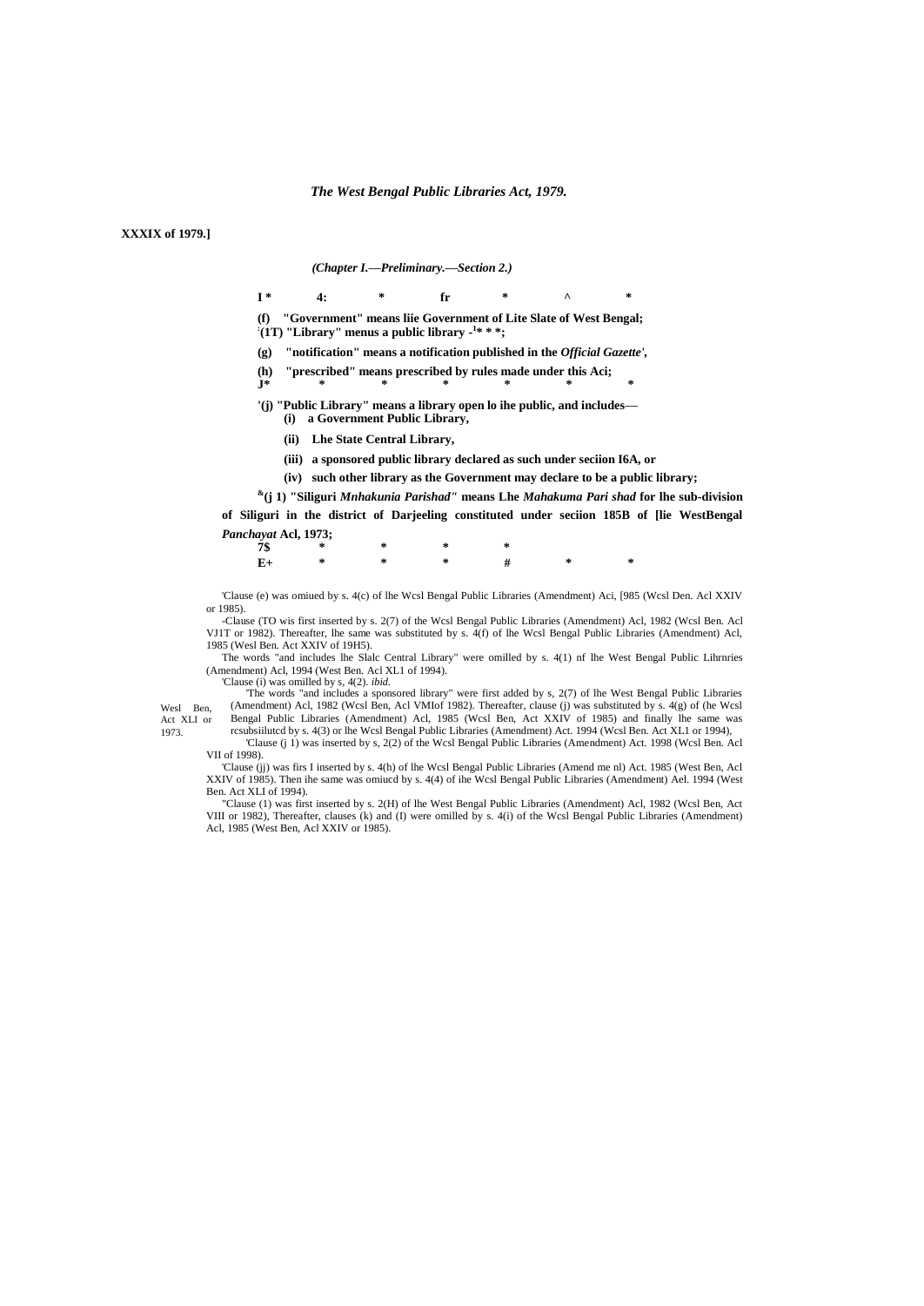*The West Bengal Public Libraries Act, 1979.*

**XXXIX of 1979.]**

*(Chapter I.—Preliminary.—Section 2.)*

**I * 4: * fr * ^ ***

**(f) "Government" means liie Government of Lite Slate of West Bengal;**
**:(1T) "Library" menus a public library -[1]* * *;**

**(g) "notification" means a notification published in the *Official Gazette',***

**(h) "prescribed" means prescribed by rules made under this Aci;**
**J* * * * * * ***

**'(j) "Public Library" means a library open lo ihe public, and includes—**

**(i) a Government Public Library,**

**(ii) Lhe State Central Library,**

**(iii) a sponsored public library declared as such under seciion I6A, or**

**(iv) such other library as the Government may declare to be a public library;**

**[&](j 1) "Siliguri *Mnhakunia Parishad"* means Lhe *Mahakuma Pari shad* for lhe sub-division of Siliguri in the district of Darjeeling constituted under seciion 185B of [lie WestBengal *Panchayat* Acl, 1973;**

**7$ * * * ***
**E+ * * * # * ***

'Clause (e) was omiued by s. 4(c) of lhe Wcsl Bengal Public Libraries (Amendment) Aci, [985 (Wcsl Den. Acl XXIV or 1985).

-Clause (TO wis first inserted by s. 2(7) of the Wcsl Bengal Public Libraries (Amendment) Acl, 1982 (Wcsl Ben. Acl VJ1T or 1982). Thereafter, lhe same was substituted by s. 4(f) of lhe Wcsl Bengal Public Libraries (Amendment) Acl, 1985 (Wesl Ben. Act XXIV of 19H5).

The words "and includes lhe Slalc Central Library" were omilled by s. 4(1) nf lhe West Bengal Public Lihrnries (Amendment) Acl, 1994 (West Ben. Acl XL1 of 1994).

'Clause (i) was omilled by s, 4(2). *ibid.*

'The words "and includes a sponsored library" were first added by s, 2(7) of lhe West Bengal Public Libraries (Amendment) Acl, 1982 (Wcsl Ben, Acl VMIof 1982). Thereafter, clause (j) was substituted by s. 4(g) of (he Wcsl Bengal Public Libraries (Amendment) Acl, 1985 (Wcsl Ben, Act XXIV of 1985) and finally lhe same was rcsubsiilutcd by s. 4(3) or lhe Wcsl Bengal Public Libraries (Amendment) Act. 1994 (Wcsl Ben. Act XL1 or 1994),

Wesl Ben, Act XLI or 1973.

'Clause (j 1) was inserted by s, 2(2) of the Wcsl Bengal Public Libraries (Amendment) Act. 1998 (Wcsl Ben. Acl VII of 1998).

'Clause (jj) was firs I inserted by s. 4(h) of lhe Wcsl Bengal Public Libraries (Amend me nl) Act. 1985 (West Ben, Acl XXIV of 1985). Then ihe same was omiucd by s. 4(4) of ihe Wcsl Bengal Public Libraries (Amendment) Ael. 1994 (West Ben. Act XLI of 1994).

"Clause (1) was first inserted by s. 2(H) of lhe West Bengal Public Libraries (Amendment) Acl, 1982 (Wcsl Ben, Act VIII or 1982), Thereafter, clauses (k) and (I) were omilled by s. 4(i) of the Wcsl Bengal Public Libraries (Amendment) Acl, 1985 (West Ben, Acl XXIV or 1985).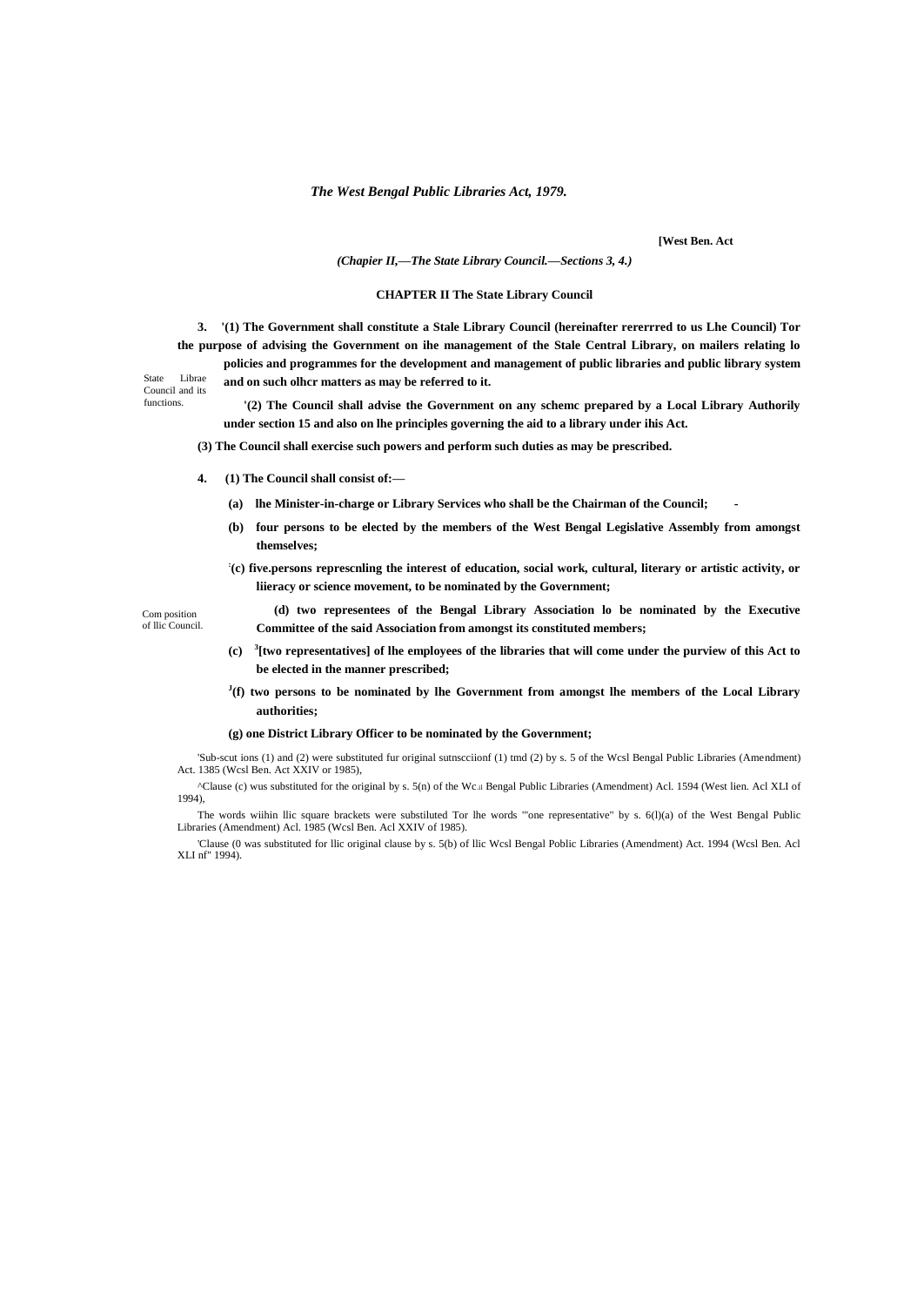*The West Bengal Public Libraries Act, 1979.*

**[West Ben. Act**

*(Chapier II,—The State Library Council.—Sections 3, 4.)*

## CHAPTER II The State Library Council

State Librae Council and its functions.

**3. '(1) The Government shall constitute a Stale Library Council (hereinafter rererrred to us Lhe Council) Tor the purpose of advising the Government on ihe management of the Stale Central Library, on mailers relating lo policies and programmes for the development and management of public libraries and public library system and on such olhcr matters as may be referred to it.**

**'(2) The Council shall advise the Government on any schemc prepared by a Local Library Authorily under section 15 and also on lhe principles governing the aid to a library under ihis Act.**

**(3) The Council shall exercise such powers and perform such duties as may be prescribed.**

Com position of llic Council.

**4. (1) The Council shall consist of:—**

**(a) lhe Minister-in-charge or Library Services who shall be the Chairman of the Council; -**

**(b) four persons to be elected by the members of the West Bengal Legislative Assembly from amongst themselves;**

**[2](c) five.persons represcnling the interest of education, social work, cultural, literary or artistic activity, or liieracy or science movement, to be nominated by the Government;**

**(d) two representees of the Bengal Library Association lo be nominated by the Executive Committee of the said Association from amongst its constituted members;**

**(c) [3][two representatives] of lhe employees of the libraries that will come under the purview of this Act to be elected in the manner prescribed;**

**[J](f) two persons to be nominated by lhe Government from amongst lhe members of the Local Library authorities;**

**(g) one District Library Officer to be nominated by the Government;**

'Sub-scut ions (1) and (2) were substituted fur original sutnscciionf (1) tmd (2) by s. 5 of the Wcsl Bengal Public Libraries (Amendment) Act. 1385 (Wcsl Ben. Act XXIV or 1985),

^Clause (c) wus substituted for the original by s. 5(n) of the Wc.il Bengal Public Libraries (Amendment) Acl. 1594 (West lien. Acl XLI of 1994),

The words wiihin llic square brackets were substiluted Tor lhe words "'one representative" by s. 6(l)(a) of the West Bengal Public Libraries (Amendment) Acl. 1985 (Wcsl Ben. Acl XXIV of 1985).

'Clause (0 was substituted for llic original clause by s. 5(b) of llic Wcsl Bengal Poblic Libraries (Amendment) Act. 1994 (Wcsl Ben. Acl XLI nf" 1994).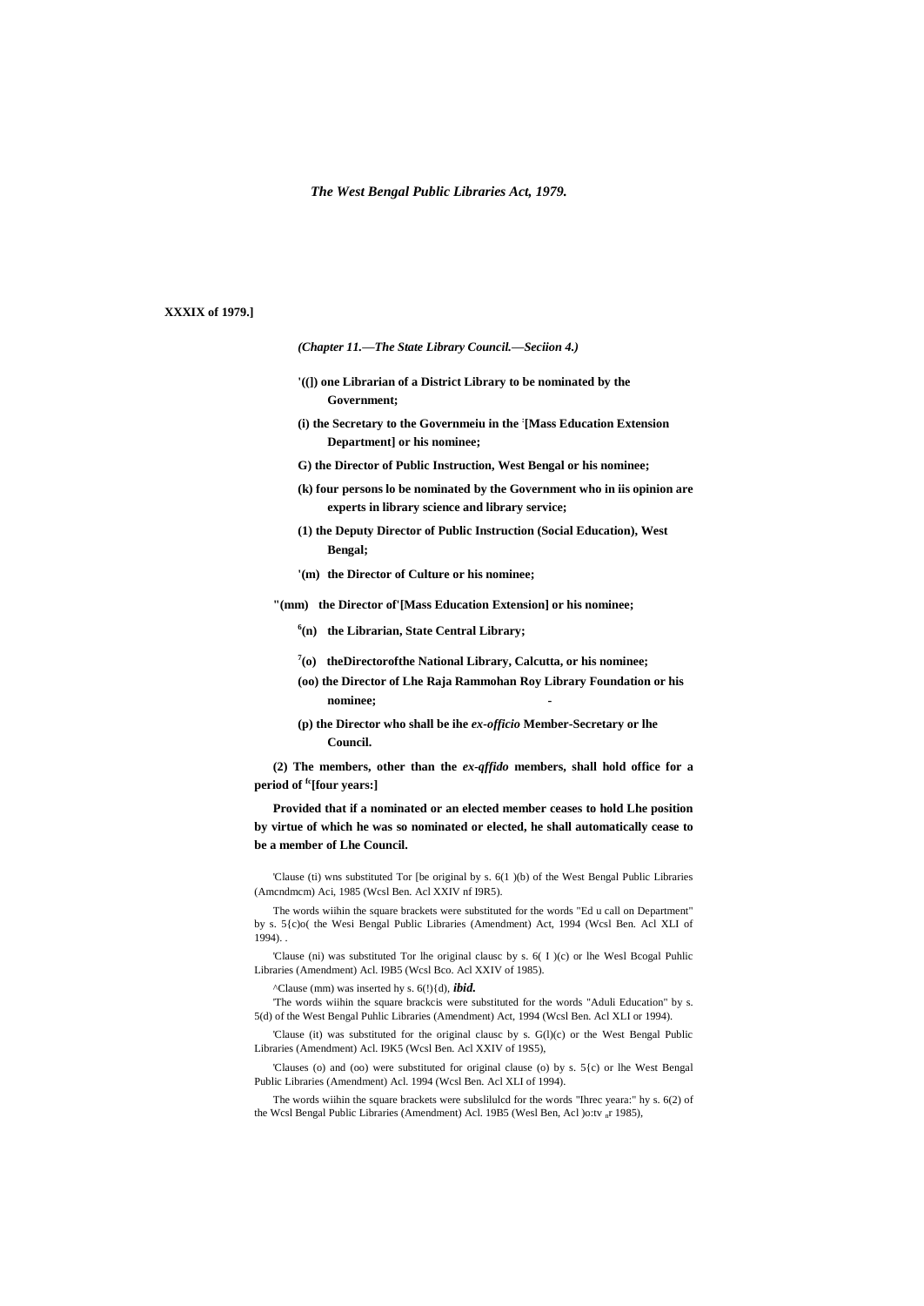XXXIX of 1979.]

*(Chapter 11.—The State Library Council.—Seciion 4.)*

**'(([) one Librarian of a District Library to be nominated by the Government;**

**(i) the Secretary to the Governmeiu in the [2][Mass Education Extension Department] or his nominee;**

**G) the Director of Public Instruction, West Bengal or his nominee;**

**(k) four persons lo be nominated by the Government who in iis opinion are experts in library science and library service;**

**(1) the Deputy Director of Public Instruction (Social Education), West Bengal;**

**'(m) the Director of Culture or his nominee;**

**"(mm) the Director of'[Mass Education Extension] or his nominee;**

**[6](n) the Librarian, State Central Library;**

**[7](o) theDirectorofthe National Library, Calcutta, or his nominee;**

**(oo) the Director of Lhe Raja Rammohan Roy Library Foundation or his nominee; -**

**(p) the Director who shall be ihe *ex-officio* Member-Secretary or lhe Council.**

**(2) The members, other than the *ex-qffido* members, shall hold office for a period of [fc][four years:]**

**Provided that if a nominated or an elected member ceases to hold Lhe position by virtue of which he was so nominated or elected, he shall automatically cease to be a member of Lhe Council.**

'Clause (ti) wns substituted Tor [be original by s. 6(1 )(b) of the West Bengal Public Libraries (Amcndmcm) Aci, 1985 (Wcsl Ben. Acl XXIV nf I9R5).

The words wiihin the square brackets were substituted for the words "Ed u call on Department" by s. 5{c)o( the Wesi Bengal Public Libraries (Amendment) Act, 1994 (Wcsl Ben. Acl XLI of 1994). .

'Clause (ni) was substituted Tor lhe original clausc by s. 6( I )(c) or lhe Wesl Bcogal Puhlic Libraries (Amendment) Acl. I9B5 (Wcsl Bco. Acl XXIV of 1985).

^Clause (mm) was inserted hy s. 6(!){d), ***ibid.***

'The words wiihin the square brackcis were substituted for the words "Aduli Education" by s. 5(d) of the West Bengal Puhlic Libraries (Amendment) Act, 1994 (Wcsl Ben. Acl XLI or 1994).

'Clause (it) was substituted for the original clausc by s. G(l)(c) or the West Bengal Public Libraries (Amendment) Acl. I9K5 (Wcsl Ben. Acl XXIV of 19S5),

'Clauses (o) and (oo) were substituted for original clause (o) by s. 5{c) or lhe West Bengal Public Libraries (Amendment) Acl. 1994 (Wcsl Ben. Acl XLI of 1994).

The words wiihin the square brackets were subslilulcd for the words "Ihrec yeara:" hy s. 6(2) of the Wcsl Bengal Public Libraries (Amendment) Acl. 19B5 (Wesl Ben, Acl )o:tv nr 1985),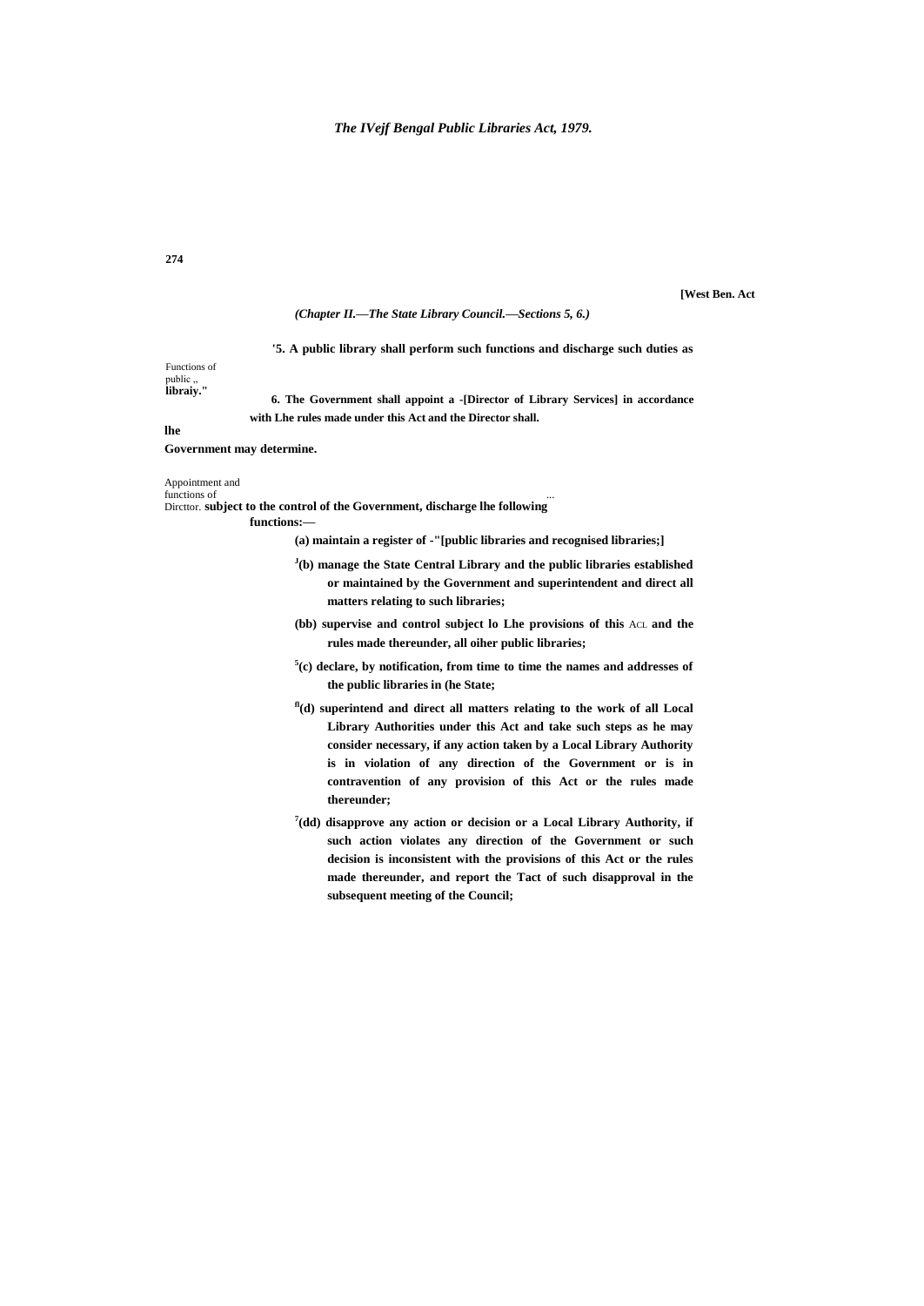*(Chapter II.—The State Library Council.—Sections 5, 6.)*

Functions of public libraiy.

**'5. A public library shall perform such functions and discharge such duties as the Government may determine.**

Appointment and functions of Dirctor.

**6. The Government shall appoint a -[Director of Library Services] in accordance with Lhe rules made under this Act and the Director shall, subject to the control of the Government, discharge lhe following functions:—**

**(a) maintain a register of -"[public libraries and recognised libraries;]**

**[J](b) manage the State Central Library and the public libraries established or maintained by the Government and superintendent and direct all matters relating to such libraries;**

**(bb) supervise and control subject lo Lhe provisions of this ACL and the rules made thereunder, all oiher public libraries;**

**[5](c) declare, by notification, from time to time the names and addresses of the public libraries in (he State;**

**[fl](d) superintend and direct all matters relating to the work of all Local Library Authorities under this Act and take such steps as he may consider necessary, if any action taken by a Local Library Authority is in violation of any direction of the Government or is in contravention of any provision of this Act or the rules made thereunder;**

**[7](dd) disapprove any action or decision or a Local Library Authority, if such action violates any direction of the Government or such decision is inconsistent with the provisions of this Act or the rules made thereunder, and report the Tact of such disapproval in the subsequent meeting of the Council;**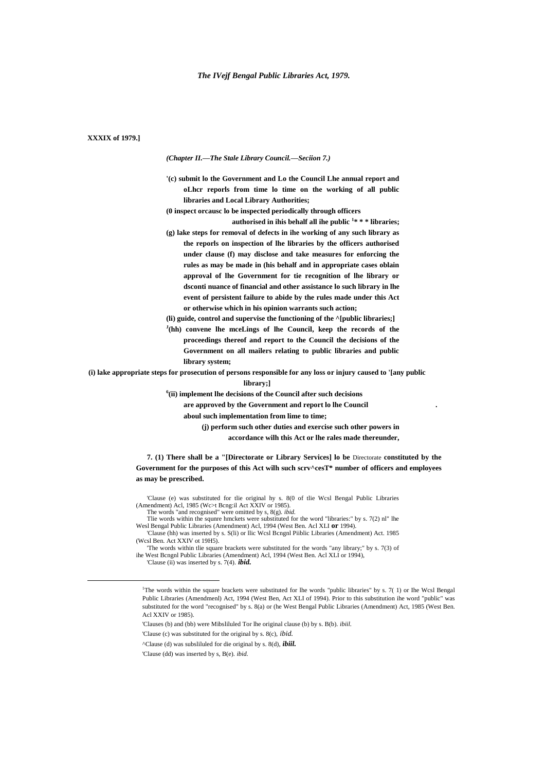**XXXIX of 1979.]**

*(Chapter II.—The Stale Library Council.—Seciion 7.)*

**'(c) submit lo the Government and Lo the Council Lhe annual report and oLhcr reporls from time lo time on the working of all public libraries and Local Library Authorities;**

**(0 inspect orcausc lo be inspected periodically through officers authorised in ihis behalf all ihe public [1]* * * libraries;**

**(g) lake steps for removal of defects in ihe working of any such library as the reporls on inspection of lhe libraries by the officers authorised under clause (f) may disclose and take measures for enforcing the rules as may be made in (his behalf and in appropriate cases oblain approval of lhe Government for tie recognition of lhe library or dsconti nuance of financial and other assistance lo such library in lhe event of persistent failure to abide by the rules made under this Act or otherwise which in his opinion warrants such action;**

**(li) guide, control and supervise the functioning of the ^[public libraries;]**

**[J](hh) convene lhe mceLings of lhe Council, keep the records of the proceedings thereof and report to the Council the decisions of the Government on all mailers relating to public libraries and public library system;**

**(i) lake appropriate steps for prosecution of persons responsible for any loss or injury caused to '[any public library;]**

**[6](ii) implement lhe decisions of the Council after such decisions are approved by the Government and report lo lhe Council aboul such implementation from lime to time;**

**(j) perform such other duties and exercise such other powers in accordance wilh this Act or lhe rales made thereunder,**

**7. (1) There shall be a "[Directorate or Library Services] lo be** Directorate **constituted by the Government for the purposes of this Act wilh such scrv^cesT* number of officers and employees as may be prescribed.**

'Clause (e) was substituted for tlie original hy s. 8(0 of tlie Wcsl Bengal Public Libraries (Amendment) Acl, 1985 (Wc>t Bcng:il Act XXIV or 1985).

The words "and recognised" were omitted by s, 8(g). *ibid.*

Tlie words within the squnre hmckets were substituted for the word "libraries:" by s. 7(2) nl" lhe Wesl Bengal Public Libraries (Amendment) Acl, 1994 (West Ben. Acl XLI **or** 1994).

'Clause (hh) was inserted by s. S(li) or llic Wcsl Bcngnl Piiblic Libraries (Amendment) Act. 1985 (Wcsl Ben. Act XXIV ot 19H5).

'The words within tlie square brackets were substituted for the words "any library;" by s. 7(3) of ihe West Bcngnl Public Libraries (Amendment) Acl, 1994 (West Ben. Acl XLI or 1994),

'Clause (ii) was inserted by s. 7(4). ***ibid.***

---

[1]The words within the square brackets were substituted for lhe words "public libraries" by s. 7( 1) or Ihe Wcsl Bengal Public Libraries (Amendmenl) Act, 1994 (West Ben, Act XLI of 1994). Prior to this substitution ihe word "public" was substituted for the word "recognised" by s. 8(a) or (he West Bengal Public Libraries (Amendment) Act, 1985 (West Ben. Acl XXIV or 1985).

'Clauses (b) and (bb) were Mibsliluled Tor lhe original clause (b) by s. B(b). *ibiil.*

'Clause (c) was substituted for the original by s. 8(c), *ibid.*

^Clause (d) was subsliluled for die original by s. 8(d), ***ibiil.***

'Clause (dd) was inserted by s, B(e). *ibid.*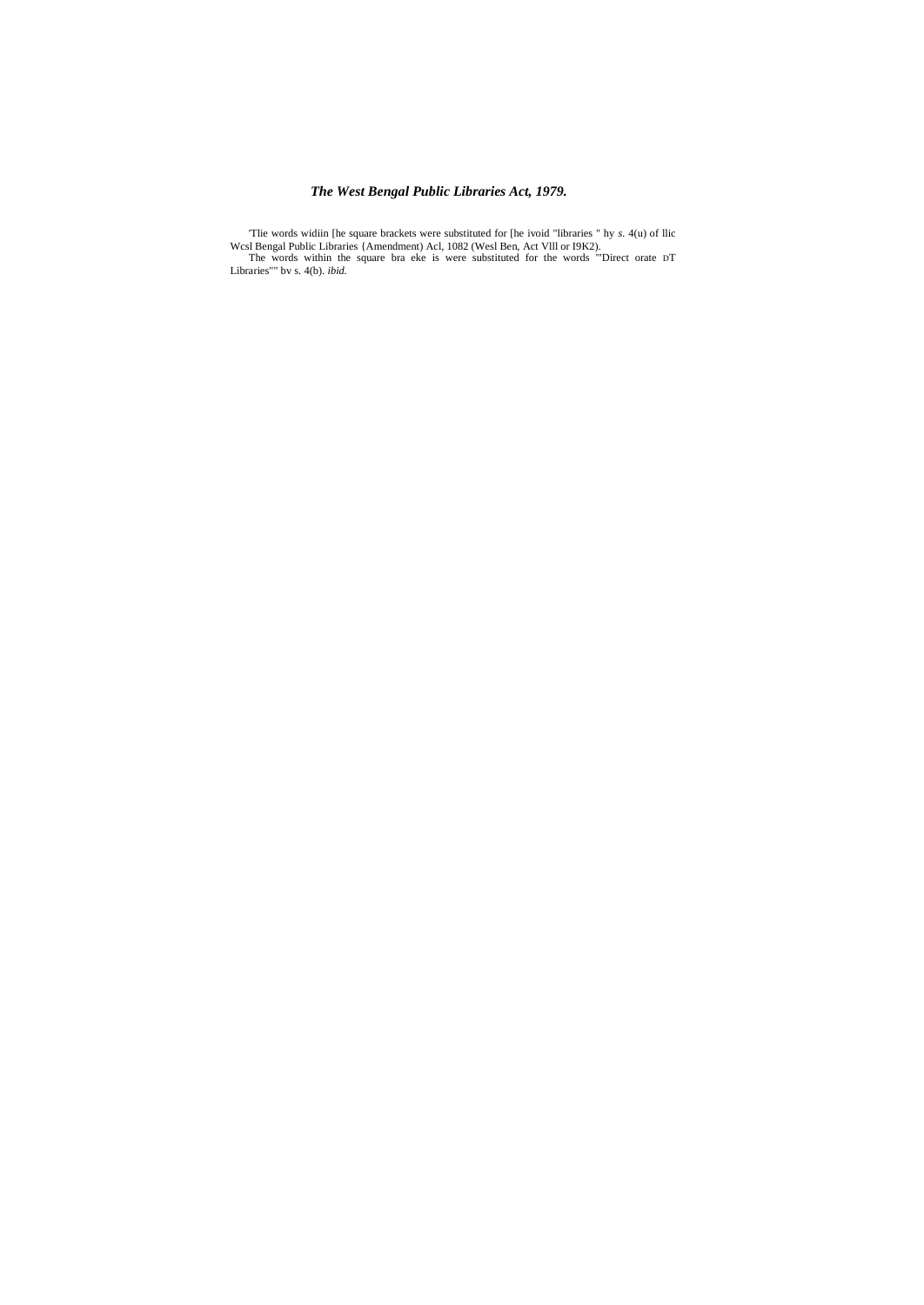*The West Bengal Public Libraries Act, 1979.*

'Tlie words widiin [he square brackets were substituted for [he ivoid "libraries " hy s. 4(u) of llic Wcsl Bengal Public Libraries {Amendment) Acl, 1082 (Wesl Ben, Act Vlll or I9K2).

The words within the square bra eke is were substituted for the words '"Direct orate DT Libraries"" bv s. 4(b). *ibid.*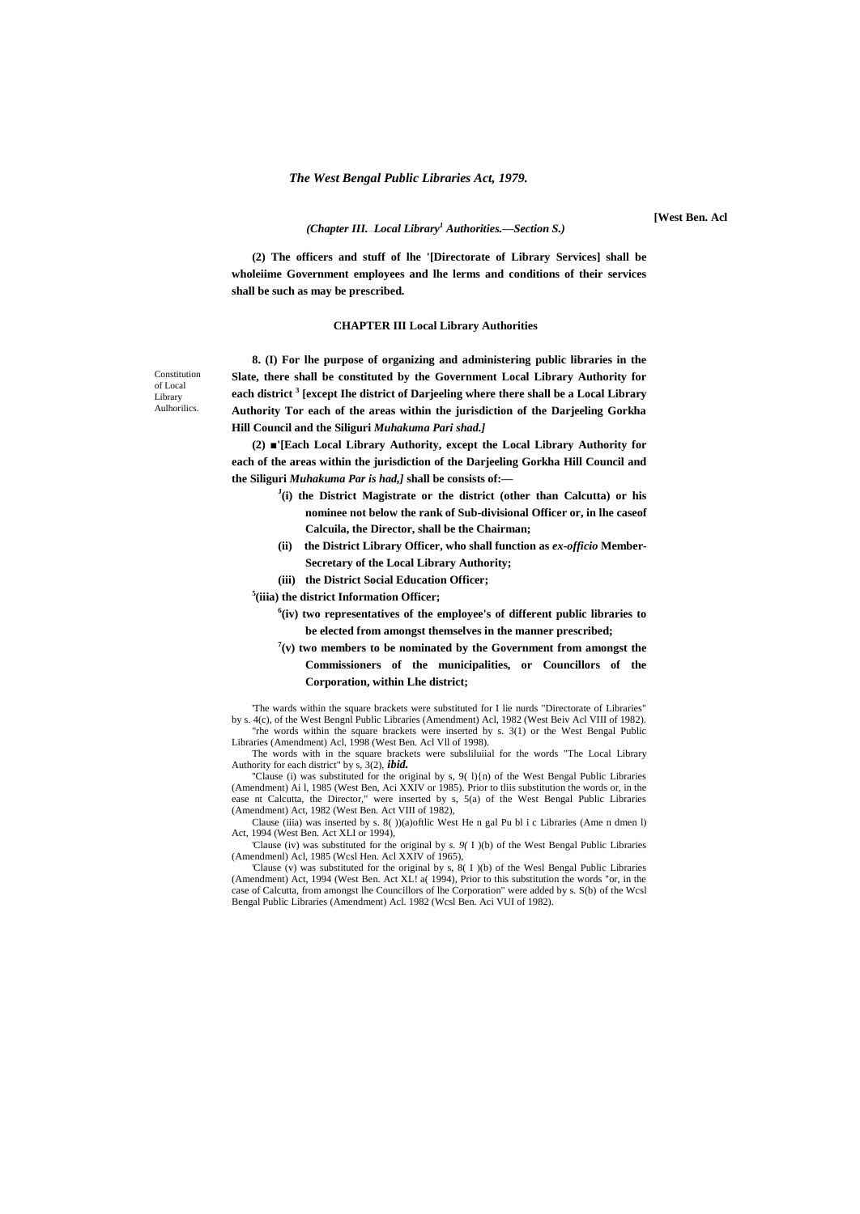(2) The officers and stuff of lhe '[Directorate of Library Services] shall be wholeiime Government employees and lhe lerms and conditions of their services shall be such as may be prescribed.

### CHAPTER III Local Library Authorities

Constitution of Local Library Aulhorilics.

**8. (I) For lhe purpose of organizing and administering public libraries in the Slate, there shall be constituted by the Government Local Library Authority for each district [3] [except Ihe district of Darjeeling where there shall be a Local Library Authority Tor each of the areas within the jurisdiction of the Darjeeling Gorkha Hill Council and the Siliguri *Muhakuma Pari shad.]***

**(2) ■'[Each Local Library Authority, except the Local Library Authority for each of the areas within the jurisdiction of the Darjeeling Gorkha Hill Council and the Siliguri *Muhakuma Par is had,]* shall be consists of:—**

**[J](i) the District Magistrate or the district (other than Calcutta) or his nominee not below the rank of Sub-divisional Officer or, in lhe caseof Calcuila, the Director, shall be the Chairman;**

**(ii) the District Library Officer, who shall function as *ex-officio* Member-Secretary of the Local Library Authority;**

**(iii) the District Social Education Officer;**

**[5](iiia) the district Information Officer;**

**[6](iv) two representatives of the employee's of different public libraries to be elected from amongst themselves in the manner prescribed;**

**[7](v) two members to be nominated by the Government from amongst the Commissioners of the municipalities, or Councillors of the Corporation, within Lhe district;**

'The wards within the square brackets were substituted for I lie nurds "Directorate of Libraries" by s. 4(c), of the West Bengnl Public Libraries (Amendment) Acl, 1982 (West Beiv Acl VIII of 1982).

"rhe words within the square brackets were inserted by s. 3(1) or the West Bengal Public Libraries (Amendment) Acl, 1998 (West Ben. Acl Vll of 1998).

The words with in the square brackets were subsliluiial for the words "The Local Library Authority for each district" by s, 3(2), ***ibid.***

"Clause (i) was substituted for the original by s, 9( l){n) of the West Bengal Public Libraries (Amendment) Ai l, 1985 (West Ben, Aci XXIV or 1985). Prior to tliis substitution the words or, in the ease nt Calcutta, the Director," were inserted by s, 5(a) of the West Bengal Public Libraries (Amendment) Act, 1982 (West Ben. Act VIII of 1982),

Clause (iiia) was inserted by s. 8( ))(a)oftlic West He n gal Pu bl i c Libraries (Ame n dmen l) Act, 1994 (West Ben. Act XLI or 1994),

'Clause (iv) was substituted for the original by *s. 9(* I )(b) of the West Bengal Public Libraries (Amendmenl) Acl, 1985 (Wcsl Hen. Acl XXIV of 1965),

'Clause (v) was substituted for the original by s, 8( I )(b) of the Wesl Bengal Public Libraries (Amendment) Act, 1994 (West Ben. Act XL! a( 1994), Prior to this substitution the words "or, in the case of Calcutta, from amongst lhe Councillors of lhe Corporation" were added by s. S(b) of the Wcsl Bengal Public Libraries (Amendment) Acl. 1982 (Wcsl Ben. Aci VUI of 1982).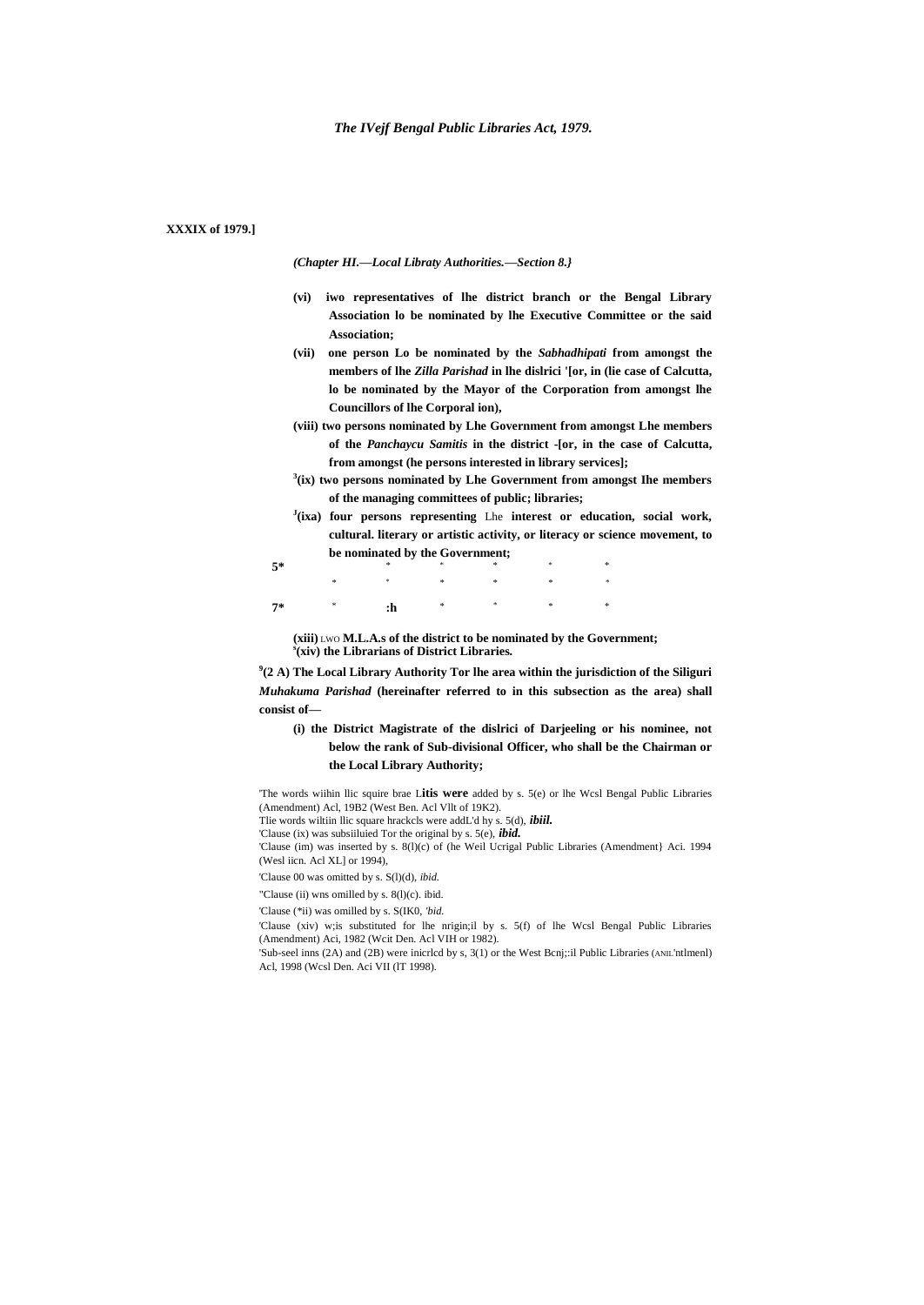*The IVejf Bengal Public Libraries Act, 1979.*

**XXXIX of 1979.]**

*(Chapter HI.—Local Libraty Authorities.—Section 8.}*

**(vi) iwo representatives of lhe district branch or the Bengal Library Association lo be nominated by lhe Executive Committee or the said Association;**

**(vii) one person Lo be nominated by the *Sabhadhipati* from amongst the members of lhe *Zilla Parishad* in lhe dislrici '[or, in (lie case of Calcutta, lo be nominated by the Mayor of the Corporation from amongst lhe Councillors of lhe Corporal ion),**

**(viii) two persons nominated by Lhe Government from amongst Lhe members of the *Panchaycu Samitis* in the district -[or, in the case of Calcutta, from amongst (he persons interested in library services];**

**[3](ix) two persons nominated by Lhe Government from amongst Ihe members of the managing committees of public; libraries;**

**[J](ixa) four persons representing** Lhe **interest or education, social work, cultural. literary or artistic activity, or literacy or science movement, to be nominated by the Government;**

5* * * * * *

\* * * * * *

7* * :h * * * *

**(xiii)** LWO **M.L.A.s of the district to be nominated by the Government;**
**[s](xiv) the Librarians of District Libraries.**

**[9](2 A) The Local Library Authority Tor lhe area within the jurisdiction of the Siliguri *Muhakuma Parishad* (hereinafter referred to in this subsection as the area) shall consist of—**

**(i) the District Magistrate of the dislrici of Darjeeling or his nominee, not below the rank of Sub-divisional Officer, who shall be the Chairman or the Local Library Authority;**

'The words wiihin llic squire brae L**itis were** added by s. 5(e) or lhe Wcsl Bengal Public Libraries (Amendment) Acl, 19B2 (West Ben. Acl Vllt of 19K2).

Tlie words wiltiin llic square hrackcls were addL'd hy s. 5(d), ***ibiil.***

'Clause (ix) was subsiiluied Tor the original by s. 5(e), ***ibid.***

'Clause (im) was inserted by s. 8(l)(c) of (he Weil Ucrigal Public Libraries (Amendment} Aci. 1994 (Wesl iicn. Acl XL] or 1994),

'Clause 00 was omitted by s. S(l)(d), *ibid.*

"Clause (ii) wns omilled by s. 8(l)(c). ibid.

'Clause (*ii) was omilled by s. S(IK0, *'bid.*

'Clause (xiv) w;is substituted for lhe nrigin;il by s. 5(f) of lhe Wcsl Bengal Public Libraries (Amendment) Aci, 1982 (Wcit Den. Acl VIH or 1982).

'Sub-seel inns (2A) and (2B) were inicrlcd by s, 3(1) or the West Bcnj;:il Public Libraries (ANIL'ntlmenl) Acl, 1998 (Wcsl Den. Aci VII (lT 1998).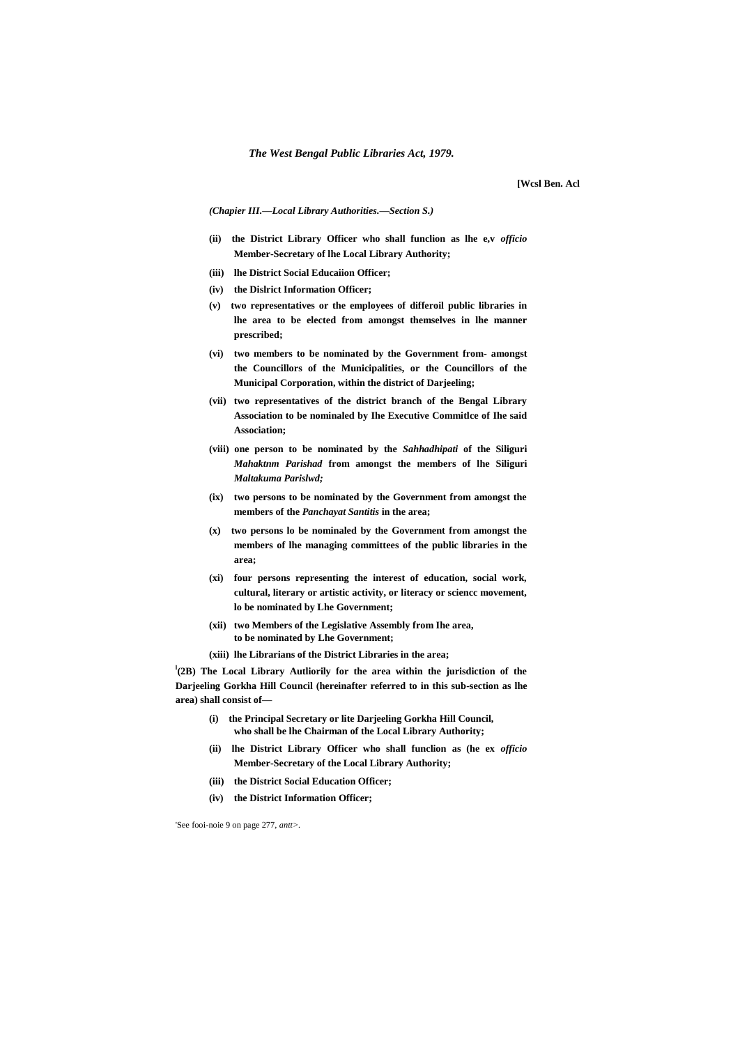(Chapier III.—Local Library Authorities.—Section S.)

- **(ii) the District Library Officer who shall funclion as lhe e,v *officio* Member-Secretary of lhe Local Library Authority;**
- **(iii) lhe District Social Educaiion Officer;**
- **(iv) the Dislrict Information Officer;**
- **(v) two representatives or the employees of differoil public libraries in lhe area to be elected from amongst themselves in lhe manner prescribed;**
- **(vi) two members to be nominated by the Government from- amongst the Councillors of the Municipalities, or the Councillors of the Municipal Corporation, within the district of Darjeeling;**
- **(vii) two representatives of the district branch of the Bengal Library Association to be nominaled by Ihe Executive Commitlce of Ihe said Association;**
- **(viii) one person to be nominated by the *Sahhadhipati* of the Siliguri *Mahaktnm Parishad* from amongst the members of lhe Siliguri *Maltakuma Parislwd;***
- **(ix) two persons to be nominated by the Government from amongst the members of the *Panchayat Santitis* in the area;**
- **(x) two persons lo be nominaled by the Government from amongst the members of lhe managing committees of the public libraries in the area;**
- **(xi) four persons representing the interest of education, social work, cultural, literary or artistic activity, or literacy or sciencc movement, lo be nominated by Lhe Government;**
- **(xii) two Members of the Legislative Assembly from Ihe area, to be nominated by Lhe Government;**
- **(xiii) lhe Librarians of the District Libraries in the area;**

**[1](2B) The Local Library Autliorily for the area within the jurisdiction of the Darjeeling Gorkha Hill Council (hereinafter referred to in this sub-section as lhe area) shall consist of—**

- **(i) the Principal Secretary or lite Darjeeling Gorkha Hill Council, who shall be lhe Chairman of the Local Library Authority;**
- **(ii) lhe District Library Officer who shall funclion as (he ex *officio* Member-Secretary of the Local Library Authority;**
- **(iii) the District Social Education Officer;**
- **(iv) the District Information Officer;**

'See fooi-noie 9 on page 277, *antt>*.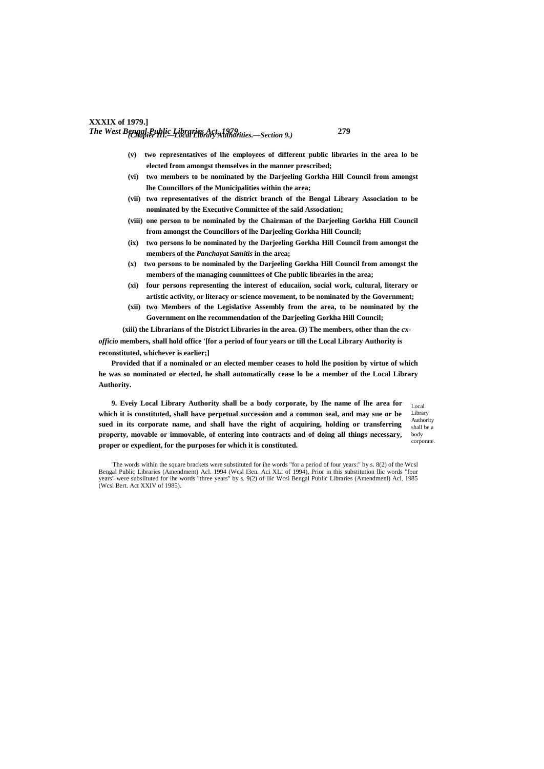(v) two representatives of lhe employees of different public libraries in the area lo be elected from amongst themselves in the manner prescribed;

(vi) two members to be nominated by the Darjeeling Gorkha Hill Council from amongst lhe Councillors of the Municipalities within the area;

(vii) two representatives of the district branch of the Bengal Library Association to be nominated by the Executive Committee of the said Association;

(viii) one person to be nominaled by the Chairman of the Darjeeling Gorkha Hill Council from amongst the Councillors of lhe Darjeeling Gorkha Hill Council;

(ix) two persons lo be nominated by the Darjeeling Gorkha Hill Council from amongst the members of the *Panchayat Samitis* in the area;

(x) two persons to be nominaled by the Darjeeling Gorkha Hill Council from amongst the members of the managing committees of Che public libraries in the area;

(xi) four persons representing the interest of educaiion, social work, cultural, literary or artistic activity, or literacy or science movement, to be nominated by the Government;

(xii) two Members of the Legislative Assembly from the area, to be nominated by the Government on lhe recommendation of the Darjeeling Gorkha Hill Council;

(xiii) the Librarians of the District Libraries in the area. (3) The members, other than the *cx-officio* members, shall hold office '[for a period of four years or till the Local Library Authority is reconstituted, whichever is earlier;]

Provided that if a nominaled or an elected member ceases to hold lhe position by virtue of which he was so nominated or elected, he shall automatically cease lo be a member of the Local Library Authority.

Local Library Authority shall be a body corporate.

**9.** Eveiy Local Library Authority shall be a body corporate, by Ihe name of lhe area for which it is constituted, shall have perpetual succession and a common seal, and may sue or be sued in its corporate name, and shall have the right of acquiring, holding or transferring property, movable or immovable, of entering into contracts and of doing all things necessary, proper or expedient, for the purposes for which it is constituted.

'The words within the square brackets were substituted for ihe words "for a period of four years:" by s. 8(2) of the Wcsl Bengal Public Libraries (Amendment) Acl. 1994 (Wcsl I3en. Aci XL! of 1994), Prior in this substitution llic words "four years" were subslituted for ihe words "three years" by s. 9(2) of llic Wcsi Bengal Public Libraries (Amendmenl) Acl. 1985 (Wcsl Bert. Act XXIV of 1985).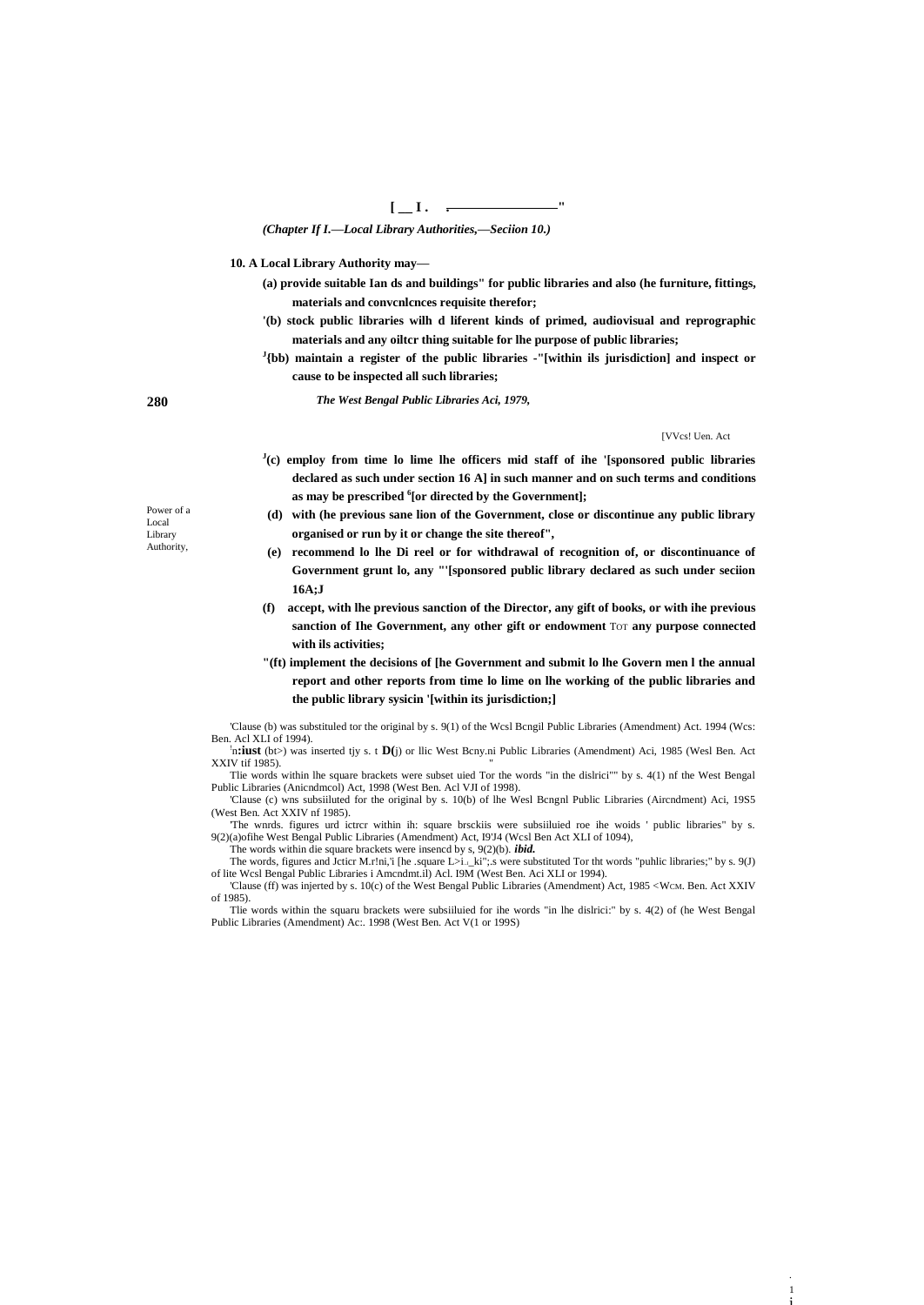[ __ I . , ________________"

*(Chapter If I.—Local Library Authorities,—Seciion 10.)*

**10. A Local Library Authority may—**

**(a) provide suitable Ian ds and buildings" for public libraries and also (he furniture, fittings, materials and convcnlcnces requisite therefor;**

**'(b) stock public libraries wilh d liferent kinds of primed, audiovisual and reprographic materials and any oiltcr thing suitable for lhe purpose of public libraries;**

**J{bb) maintain a register of the public libraries -"[within ils jurisdiction] and inspect or cause to be inspected all such libraries;**

*The West Bengal Public Libraries Aci, 1979,*

[VVcs! Uen. Act

Power of a Local Library Authority,

**J(c) employ from time lo lime lhe officers mid staff of ihe '[sponsored public libraries declared as such under section 16 A] in such manner and on such terms and conditions as may be prescribed 6[or directed by the Government];**

**(d) with (he previous sane lion of the Government, close or discontinue any public library organised or run by it or change the site thereof",**

**(e) recommend lo lhe Di reel or for withdrawal of recognition of, or discontinuance of Government grunt lo, any "'[sponsored public library declared as such under seciion 16A;J**

**(f) accept, with lhe previous sanction of the Director, any gift of books, or with ihe previous sanction of Ihe Government, any other gift or endowment TOT any purpose connected with ils activities;**

**"(ft) implement the decisions of [he Government and submit lo lhe Govern men l the annual report and other reports from time lo lime on lhe working of the public libraries and the public library sysicin '[within its jurisdiction;]**

'Clause (b) was substituled tor the original by s. 9(1) of the Wcsl Bcngil Public Libraries (Amendment) Act. 1994 (Wcs: Ben. Acl XLI of 1994).

'n:iust (bt>) was inserted tjy s. t D(j) or llic West Bcny.ni Public Libraries (Amendment) Aci, 1985 (Wesl Ben. Act XXIV tif 1985).

Tlie words within lhe square brackets were subset uied Tor the words "in the dislrici"" by s. 4(1) nf the West Bengal Public Libraries (Anicndmcol) Act, 1998 (West Ben. Acl VJI of 1998).

'Clause (c) wns subsiiluted for the original by s. 10(b) of lhe Wesl Bcngnl Public Libraries (Aircndment) Aci, 19S5 (West Ben. Act XXIV nf 1985).

'The wnrds. figures urd ictrcr within ih: square brsckiis were subsiiluied roe ihe woids ' public libraries" by s. 9(2)(a)ofihe West Bengal Public Libraries (Amendment) Act, I9'J4 (Wcsl Ben Act XLI of 1094),

The words within die square brackets were insencd by s, 9(2)(b). ***ibid.***

The words, figures and Jcticr M.r!ni,'i [he .square L>i-i_ki";.s were substituted Tor tht words "puhlic libraries;" by s. 9(J) of lite Wcsl Bengal Public Libraries i Amcndmt.il) Acl. I9M (West Ben. Aci XLI or 1994).

'Clause (ff) was injerted by s. 10(c) of the West Bengal Public Libraries (Amendment) Act, 1985 <WCM. Ben. Act XXIV of 1985).

Tlie words within the squaru brackets were subsiiluied for ihe words "in lhe dislrici:" by s. 4(2) of (he West Bengal Public Libraries (Amendment) Ac:. 1998 (West Ben. Act V(1 or 199S)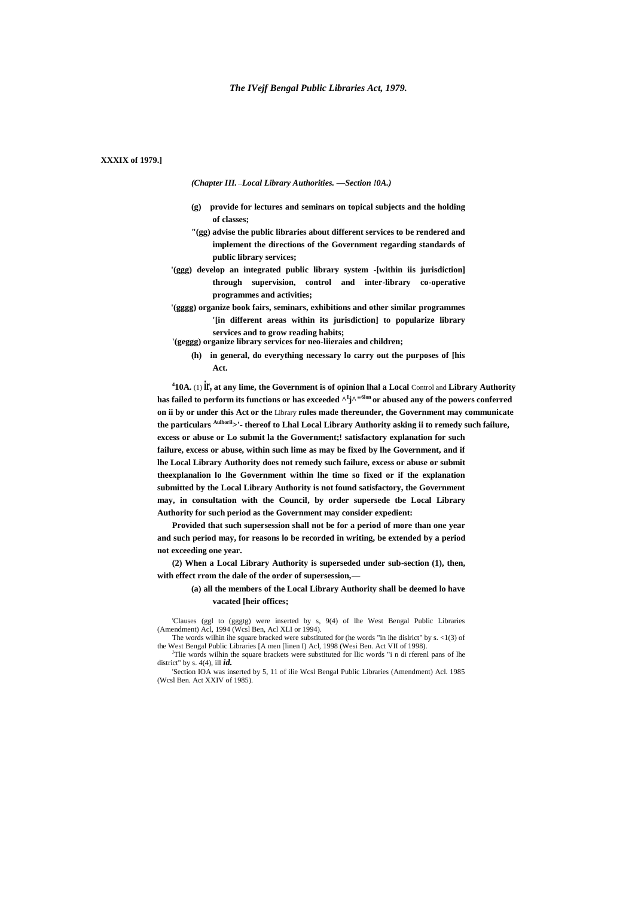XXXIX of 1979.]

*(Chapter III. —Local Library Authorities. —Section !0A.)*

**(g) provide for lectures and seminars on topical subjects and the holding of classes;**

**"(gg) advise the public libraries about different services to be rendered and implement the directions of the Government regarding standards of public library services;**

**'(ggg) develop an integrated public library system -[within iis jurisdiction] through supervision, control and inter-library co-operative programmes and activities;**

**'(gggg) organize book fairs, seminars, exhibitions and other similar programmes '[in different areas within its jurisdiction] to popularize library services and to grow reading habits;**

**'(geggg) organize library services for neo-liieraies and children;**

**(h) in general, do everything necessary lo carry out the purposes of [his Act.**

**[4]10A.** (1) **Ir, at any lime, the Government is of opinion lhal a Local** Control and **Library Authority has failed to perform its functions or has exceeded ^[I]j^"[6lon] or abused any of the powers conferred on ii by or under this Act or the** Library **rules made thereunder, the Government may communicate the particulars [Aulhoril]>'- thereof to Lhal Local Library Authority asking ii to remedy such failure, excess or abuse or Lo submit la the Government;! satisfactory explanation for such failure, excess or abuse, within such lime as may be fixed by lhe Government, and if lhe Local Library Authority does not remedy such failure, excess or abuse or submit theexplanalion lo lhe Government within lhe time so fixed or if the explanation submitted by the Local Library Authority is not found satisfactory, the Government may, in consultation with the Council, by order supersede tbe Local Library Authority for such period as the Government may consider expedient:**

**Provided that such supersession shall not be for a period of more than one year and such period may, for reasons lo be recorded in writing, be extended by a period not exceeding one year.**

**(2) When a Local Library Authority is superseded under sub-section (1), then, with effect rrom the dale of the order of supersession,—**

**(a) all the members of the Local Library Authority shall be deemed lo have vacated [heir offices;**

'Clauses (ggl to (ggggg) were inserted by s, 9(4) of lhe West Bengal Public Libraries (Amendment) Acl, 1994 (Wcsl Ben, Acl XLI or 1994).

The words wilhin ihe square bracked were substituted for (he words "in ihe dislrict" by s. <1(3) of the West Bengal Public Libraries [A men [linen I) Acl, 1998 (Wesi Ben. Act VII of 1998).

[J]Tlie words wilhin the square brackets were substituted for llic words "i n di rferenl pans of lhe district" by s. 4(4), ill *id.*

'Section IOA was inserted by 5, 11 of ilie Wcsl Bengal Public Libraries (Amendment) Acl. 1985 (Wcsl Ben. Act XXIV of 1985).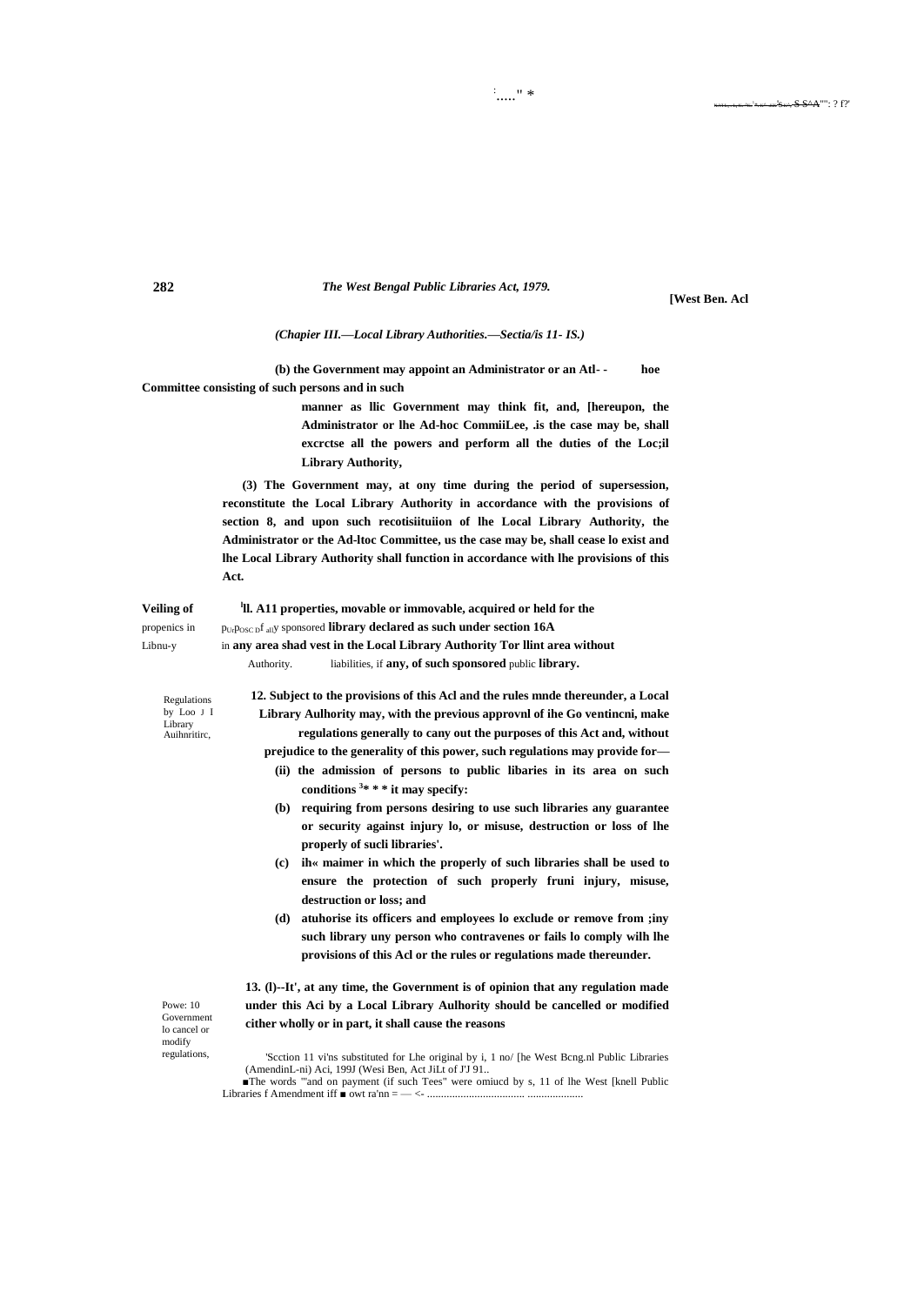*(Chapier III.—Local Library Authorities.—Sectia/is 11- IS.)*

**(b) the Government may appoint an Administrator or an Atl- - hoe Committee consisting of such persons and in such manner as llic Government may think fit, and, [hereupon, the Administrator or lhe Ad-hoc CommiiLee, .is the case may be, shall excrctse all the powers and perform all the duties of the Loc;il Library Authority,**

**(3) The Government may, at ony time during the period of supersession, reconstitute the Local Library Authority in accordance with the provisions of section 8, and upon such recotisiituiion of lhe Local Library Authority, the Administrator or the Ad-ltoc Committee, us the case may be, shall cease lo exist and lhe Local Library Authority shall function in accordance with lhe provisions of this Act.**

**Veiling of** propenics in Libnu-y Authority.

[1]**ll. A11 properties, movable or immovable, acquired or held for the** pUrPOSC Df ally sponsored **library declared as such under section 16A** in **any area shad vest in the Local Library Authority Tor llint area without** liabilities, if **any, of such sponsored** public **library.**

Regulations by Loo J I Library Auihnritirc,

**12. Subject to the provisions of this Acl and the rules mnde thereunder, a Local Library Aulhority may, with the previous approvnl of ihe Go ventincni, make regulations generally to cany out the purposes of this Act and, without prejudice to the generality of this power, such regulations may provide for—**

**(ii) the admission of persons to public libaries in its area on such conditions [3]* * * it may specify:**

**(b) requiring from persons desiring to use such libraries any guarantee or security against injury lo, or misuse, destruction or loss of lhe properly of sucli libraries'.**

**(c) ih« maimer in which the properly of such libraries shall be used to ensure the protection of such properly fruni injury, misuse, destruction or loss; and**

**(d) atuhorise its officers and employees lo exclude or remove from ;iny such library uny person who contravenes or fails lo comply wilh lhe provisions of this Acl or the rules or regulations made thereunder.**

Powe: 10 Government lo cancel or modify regulations,

**13. (l)--It', at any time, the Government is of opinion that any regulation made under this Aci by a Local Library Aulhority should be cancelled or modified cither wholly or in part, it shall cause the reasons**

'Scction 11 vi'ns substituted for Lhe original by i, 1 no/ [he West Bcng.nl Public Libraries (AmendinL-ni) Aci, 199J (Wesi Ben, Act JiLt of J'J 91..

■The words "'and on payment (if such Tees" were omiucd by s, 11 of lhe West [knell Public Libraries f Amendment iff ■ owt ra'nn = — <- .................................. ....................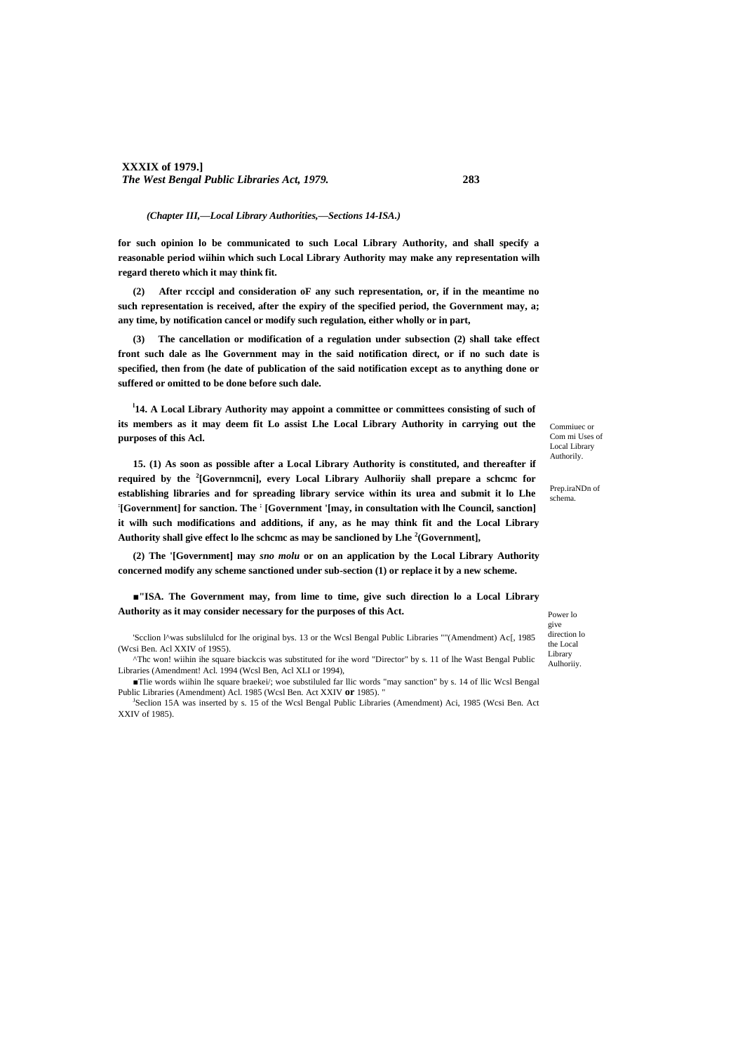*(Chapter III,—Local Library Authorities,—Sections 14-ISA.)*

**for such opinion lo be communicated to such Local Library Authority, and shall specify a reasonable period wiihin which such Local Library Authority may make any representation wilh regard thereto which it may think fit.**

**(2) After rcccipl and consideration oF any such representation, or, if in the meantime no such representation is received, after the expiry of the specified period, the Government may, a; any time, by notification cancel or modify such regulation, either wholly or in part,**

**(3) The cancellation or modification of a regulation under subsection (2) shall take effect front such dale as lhe Government may in the said notification direct, or if no such date is specified, then from (he date of publication of the said notification except as to anything done or suffered or omitted to be done before such dale.**

Commiuec or Com mi Uses of Local Library Authorily.

**[1]14. A Local Library Authority may appoint a committee or committees consisting of such of its members as it may deem fit Lo assist Lhe Local Library Authority in carrying out the purposes of this Acl.**

Prep.iraNDn of schema.

**15. (1) As soon as possible after a Local Library Authority is constituted, and thereafter if required by the [2][Governmcni], every Local Library Aulhoriiy shall prepare a schcmc for establishing libraries and for spreading library service within its urea and submit it lo Lhe [:][Government] for sanction. The [:] [Government '[may, in consultation with lhe Council, sanction] it wilh such modifications and additions, if any, as he may think fit and the Local Library Authority shall give effect lo lhe schcmc as may be sanclioned by Lhe [2](Government],**

**(2) The '[Government] may** ***sno molu*** **or on an application by the Local Library Authority concerned modify any scheme sanctioned under sub-section (1) or replace it by a new scheme.**

Power lo give direction lo the Local Library Aulhoriiy.

**■"ISA. The Government may, from lime to time, give such direction lo a Local Library Authority as it may consider necessary for the purposes of this Act.**

'Scclion l^was subslilulcd for lhe original bys. 13 or the Wcsl Bengal Public Libraries ""(Amendment) Ac[, 1985 (Wcsi Ben. Acl XXIV of 19S5).

^Thc won! wiihin ihe square biackcis was substituted for ihe word "Director" by s. 11 of lhe Wast Bengal Public Libraries (Amendment! Acl. 1994 (Wcsl Ben, Acl XLI or 1994),

■Tlie words wiihin lhe square braekei/; woe substiluled far llic words "may sanction" by s. 14 of llic Wcsl Bengal Public Libraries (Amendment) Acl. 1985 (Wcsl Ben. Act XXIV **or** 1985). "

[J]Seclion 15A was inserted by s. 15 of the Wcsl Bengal Public Libraries (Amendment) Aci, 1985 (Wcsi Ben. Act XXIV of 1985).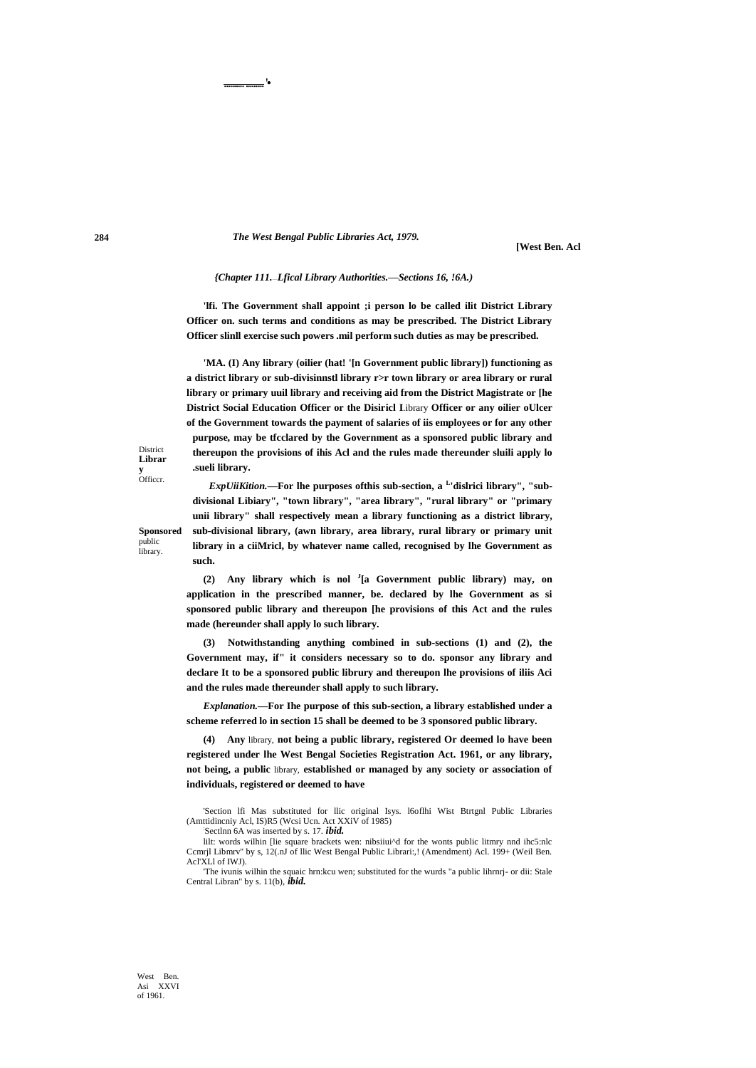*{Chapter 111. Lfical Library Authorities.—Sections 16, !6A.)*

**'lfi. The Government shall appoint ;i person lo be called ilit District Library Officer on. such terms and conditions as may be prescribed. The District Library Officer slinll exercise such powers .mil perform such duties as may be prescribed.**

District **Library** Officcr.

**'MA. (I) Any library (oilier (hat! '[n Government public library]) functioning as a district library or sub-divisinnstl library r>r town library or area library or rural library or primary uuil library and receiving aid from the District Magistrate or [he District Social Education Officer or the Disiricl I**.library **Officer or any oilier oUlcer of the Government towards the payment of salaries of iis employees or for any other purpose, may be tfcclared by the Government as a sponsored public library and thereupon the provisions of ihis Acl and the rules made thereunder sluili apply lo .sueli library.**

**Sponsored** public library.

***ExpUiiKition.*—For lhe purposes ofthis sub-section, a [L]'dislrici library", "sub-divisional Libiary", "town library", "area library", "rural library" or "primary unii library" shall respectively mean a library functioning as a district library, sub-divisional library, (awn library, area library, rural library or primary unit library in a ciiMricl, by whatever name called, recognised by lhe Government as such.**

**(2) Any library which is nol [J][a Government public library) may, on application in the prescribed manner, be. declared by lhe Government as si sponsored public library and thereupon [he provisions of this Act and the rules made (hereunder shall apply lo such library.**

**(3) Notwithstanding anything combined in sub-sections (1) and (2), the Government may, if" it considers necessary so to do. sponsor any library and declare It to be a sponsored public librury and thereupon lhe provisions of iliis Aci and the rules made thereunder shall apply to such library.**

***Explanation.*—For Ihe purpose of this sub-section, a library established under a scheme referred lo in section 15 shall be deemed to be 3 sponsored public library.**

**(4) Any** library, **not being a public library, registered Or deemed lo have been registered under lhe West Bengal Societies Registration Act. 1961, or any library, not being, a public** library, **established or managed by any society or association of individuals, registered or deemed to have**

West Ben. Asi XXVI of 1961.

'Section lfi Mas substituted for llic original Isys. l6oflhi Wist Btrtgnl Public Libraries (Amttidincniy Acl, IS)R5 (Wcsi Ucn. Act XXiV of 1985)

Sectlnn 6A was inserted by s. 17. ***ibid.***

lilt: words wilhin [lie square brackets wen: nibsiiui^d for the wonts public litmry nnd ihc5:nlc Ccmrjl Libmrv" by s, 12(.nJ of llic West Bengal Public Librari:,! (Amendment) Acl. 199+ (Weil Ben. Acl'XLl of IWJ).

'The ivunis wilhin the squaic hrn:kcu wen; substituted for the wurds "a public lihrnrj- or dii: Stale Central Libran" by s. 11(b), ***ibid.***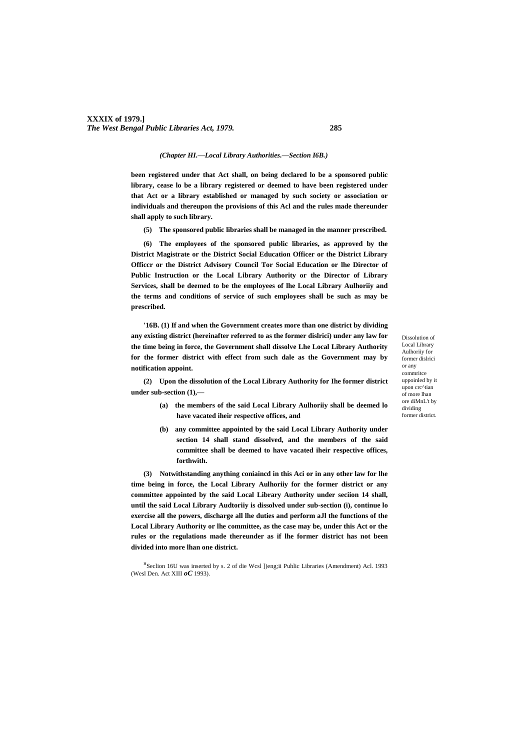*(Chapter HI.—Local Library Authorities.—Section I6B.)*

**been registered under that Act shall, on being declared lo be a sponsored public library, cease lo be a library registered or deemed to have been registered under that Act or a library established or managed by such society or association or individuals and thereupon the provisions of this Acl and the rules made thereunder shall apply to such library.**

**(5) The sponsored public libraries shall be managed in the manner prescribed.**

**(6) The employees of the sponsored public libraries, as approved by the District Magistrate or the District Social Education Officer or the District Library Officcr or the District Advisory Council Tor Social Education or lhe Director of Public Instruction or the Local Library Authority or the Director of Library Services, shall be deemed to be the employees of lhe Local Library Aulhoriiy and the terms and conditions of service of such employees shall be such as may be prescribed.**

Dissolution of Local Library Aulhoriiy for former dislrici or any commritce uppoinled by it upon crc^tian of more lhan ore diMnL't by dividing former district.

**'16B. (1) If and when the Government creates more than one district by dividing any existing district (hereinafter referred to as the former dislrici) under any law for the time being in force, the Government shall dissolve Lhe Local Library Authority for the former district with effect from such dale as the Government may by notification appoint.**

**(2) Upon the dissolution of the Local Library Authority for Ihe former district under sub-section (1),—**

- **(a) the members of the said Local Library Aulhoriiy shall be deemed lo have vacated iheir respective offices, and**
- **(b) any committee appointed by the said Local Library Authority under section 14 shall stand dissolved, and the members of the said committee shall be deemed to have vacated iheir respective offices, forthwith.**

**(3) Notwithstanding anything coniaincd in this Aci or in any other law for lhe time being in force, the Local Library Aulhoriiy for the former district or any committee appointed by the said Local Library Authority under seciion 14 shall, until the said Local Library Audtoriiy is dissolved under sub-section (i), continue lo exercise all the powers, discharge all lhe duties and perform aJl the functions of the Local Library Authority or lhe committee, as the case may be, under this Act or the rules or the regulations made thereunder as if lhe former district has not been divided into more lhan one district.**

[H]Seclion 16U was inserted by s. 2 of die Wcsl ])eng;ii Puhlic Libraries (Amendment) Acl. 1993 (Wesl Den. Act XIII *oC* 1993).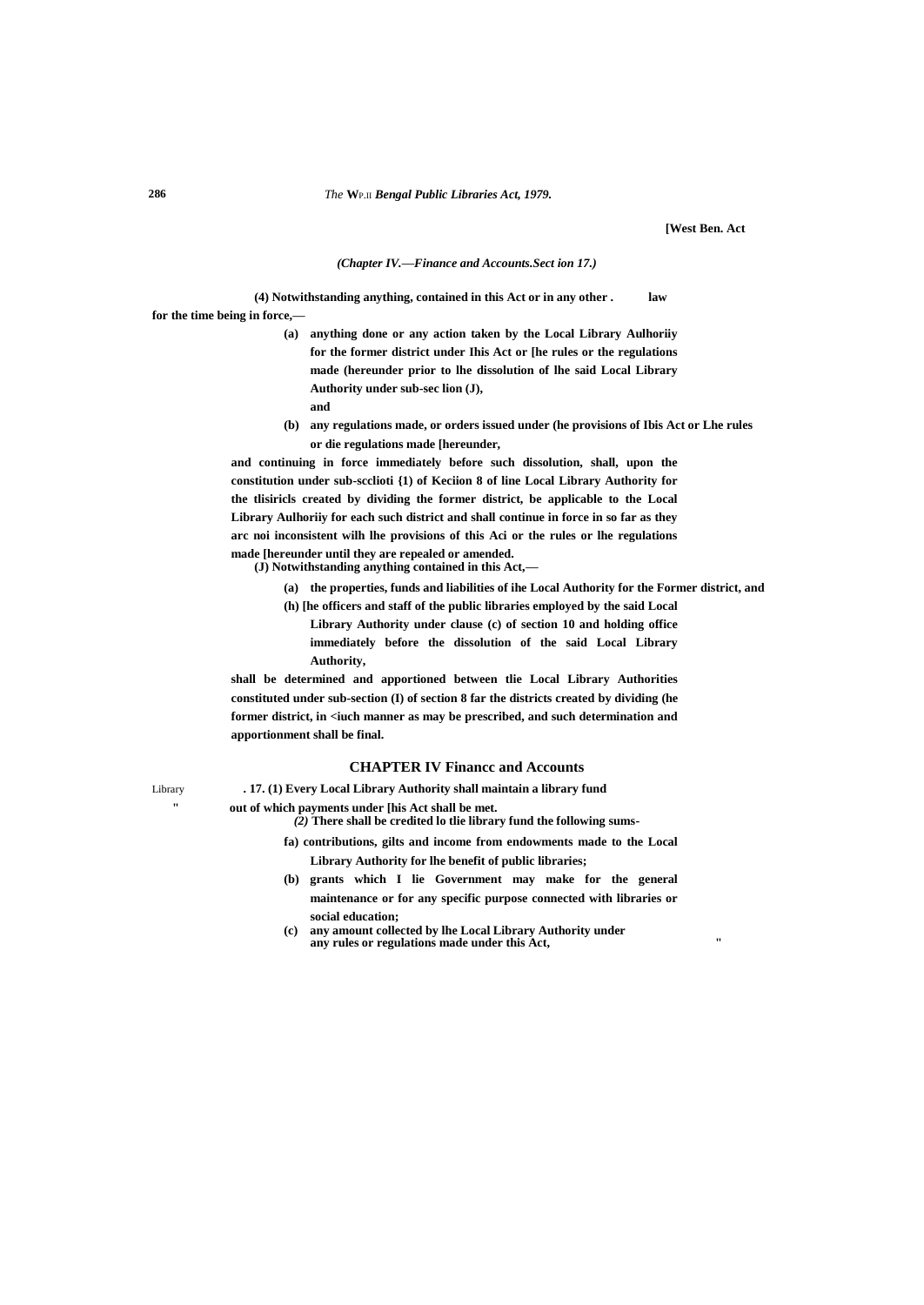[West Ben. Act

*(Chapter IV.—Finance and Accounts.Sect ion 17.)*

**(4) Notwithstanding anything, contained in this Act or in any other . law for the time being in force,—**

**(a) anything done or any action taken by the Local Library Aulhoriiy for the former district under Ihis Act or [he rules or the regulations made (hereunder prior to lhe dissolution of lhe said Local Library Authority under sub-sec lion (J),**

**and**

**(b) any regulations made, or orders issued under (he provisions of Ibis Act or Lhe rules or die regulations made [hereunder,**

**and continuing in force immediately before such dissolution, shall, upon the constitution under sub-scclioti {1) of Keciion 8 of line Local Library Authority for the tlisiricls created by dividing the former district, be applicable to the Local Library Aulhoriiy for each such district and shall continue in force in so far as they arc noi inconsistent wilh lhe provisions of this Aci or the rules or lhe regulations made [hereunder until they are repealed or amended.**

**(J) Notwithstanding anything contained in this Act,—**

**(a) the properties, funds and liabilities of ihe Local Authority for the Former district, and**

**(h) [he officers and staff of the public libraries employed by the said Local Library Authority under clause (c) of section 10 and holding office immediately before the dissolution of the said Local Library Authority,**

**shall be determined and apportioned between tlie Local Library Authorities constituted under sub-section (I) of section 8 far the districts created by dividing (he former district, in <iuch manner as may be prescribed, and such determination and apportionment shall be final.**

## CHAPTER IV Financc and Accounts

Library "

**. 17. (1) Every Local Library Authority shall maintain a library fund out of which payments under [his Act shall be met.**

***(2)* There shall be credited lo tlie library fund the following sums-**

**fa) contributions, gilts and income from endowments made to the Local Library Authority for lhe benefit of public libraries;**

**(b) grants which I lie Government may make for the general maintenance or for any specific purpose connected with libraries or social education;**

**(c) any amount collected by lhe Local Library Authority under any rules or regulations made under this Act,** "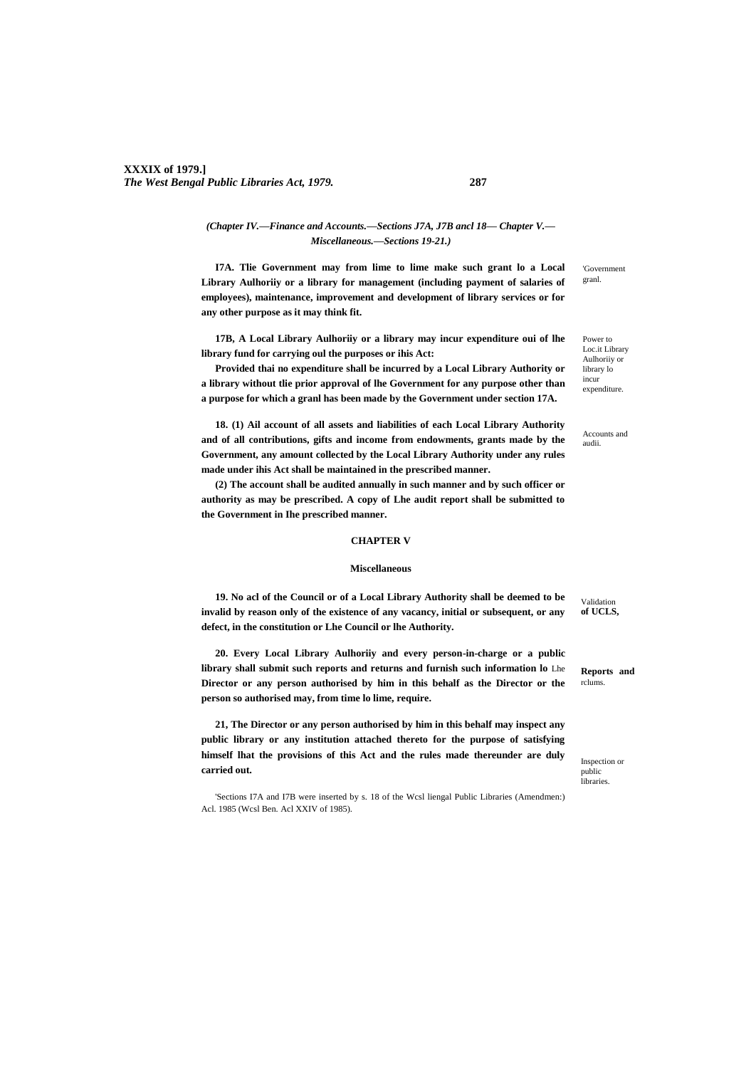*(Chapter IV.—Finance and Accounts.—Sections J7A, J7B ancl 18— Chapter V.—Miscellaneous.—Sections 19-21.)*

'Government granl.

**I7A. Tlie Government may from lime to lime make such grant lo a Local Library Aulhoriiy or a library for management (including payment of salaries of employees), maintenance, improvement and development of library services or for any other purpose as it may think fit.**

Power to Loc.it Library Aulhoriiy or library lo incur expenditure.

**17B, A Local Library Aulhoriiy or a library may incur expenditure oui of lhe library fund for carrying oul the purposes or ihis Act:**

**Provided thai no expenditure shall be incurred by a Local Library Authority or a library without tlie prior approval of lhe Government for any purpose other than a purpose for which a granl has been made by the Government under section 17A.**

Accounts and audii.

**18. (1) Ail account of all assets and liabilities of each Local Library Authority and of all contributions, gifts and income from endowments, grants made by the Government, any amount collected by the Local Library Authority under any rules made under ihis Act shall be maintained in the prescribed manner.**

**(2) The account shall be audited annually in such manner and by such officer or authority as may be prescribed. A copy of Lhe audit report shall be submitted to the Government in Ihe prescribed manner.**

## CHAPTER V

### Miscellaneous

Validation **of UCLS,**

**19. No acl of the Council or of a Local Library Authority shall be deemed to be invalid by reason only of the existence of any vacancy, initial or subsequent, or any defect, in the constitution or Lhe Council or lhe Authority.**

**Reports and** rclums.

**20. Every Local Library Aulhoriiy and every person-in-charge or a public library shall submit such reports and returns and furnish such information lo** Lhe **Director or any person authorised by him in this behalf as the Director or the person so authorised may, from time lo lime, require.**

Inspection or public libraries.

**21, The Director or any person authorised by him in this behalf may inspect any public library or any institution attached thereto for the purpose of satisfying himself lhat the provisions of this Act and the rules made thereunder are duly carried out.**

'Sections I7A and I7B were inserted by s. 18 of the Wcsl liengal Public Libraries (Amendmen:) Acl. 1985 (Wcsl Ben. Acl XXIV of 1985).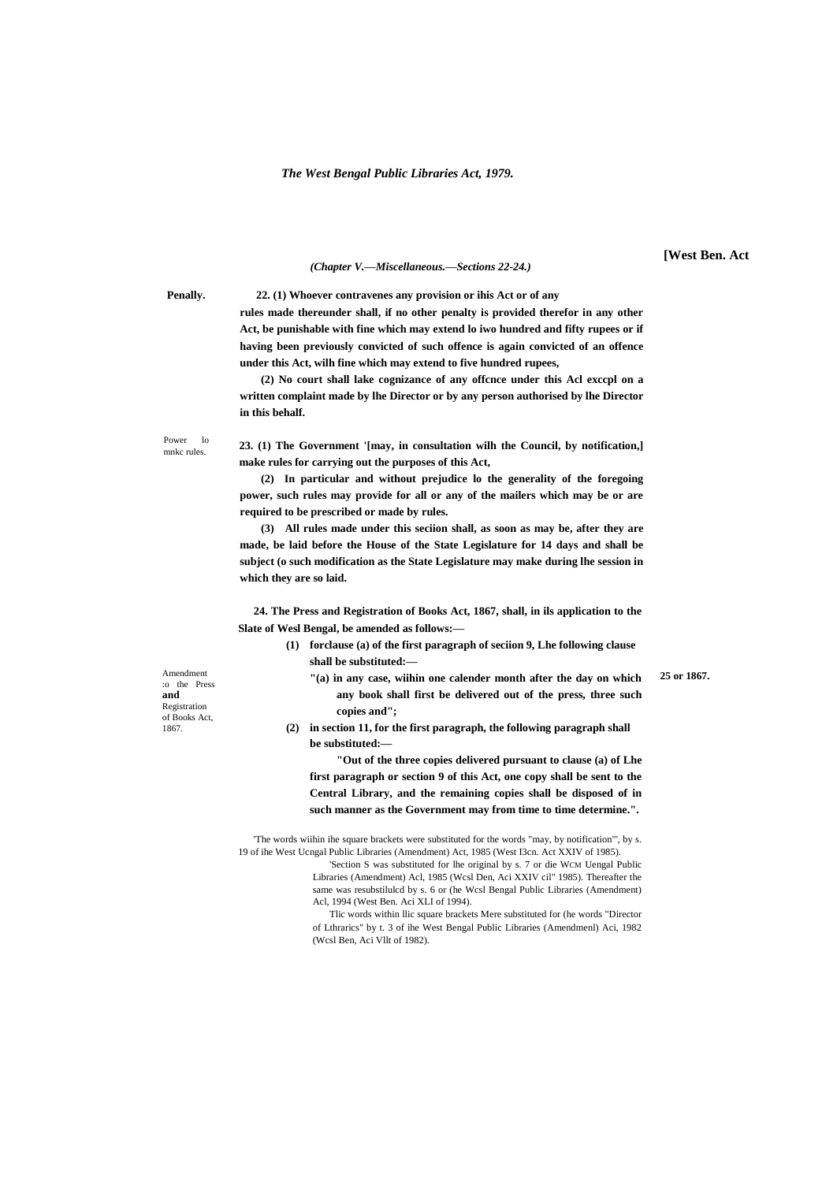*(Chapter V.—Miscellaneous.—Sections 22-24.)*

**Penally.**

**22. (1) Whoever contravenes any provision or ihis Act or of any rules made thereunder shall, if no other penalty is provided therefor in any other Act, be punishable with fine which may extend lo iwo hundred and fifty rupees or if having been previously convicted of such offence is again convicted of an offence under this Act, wilh fine which may extend to five hundred rupees,**

**(2) No court shall lake cognizance of any offcnce under this Acl exccpl on a written complaint made by lhe Director or by any person authorised by lhe Director in this behalf.**

Power lo mnkc rules.

**23. (1) The Government '[may, in consultation wilh the Council, by notification,] make rules for carrying out the purposes of this Act,**

**(2) In particular and without prejudice lo the generality of the foregoing power, such rules may provide for all or any of the mailers which may be or are required to be prescribed or made by rules.**

**(3) All rules made under this seciion shall, as soon as may be, after they are made, be laid before the House of the State Legislature for 14 days and shall be subject (o such modification as the State Legislature may make during lhe session in which they are so laid.**

Amendment :o the Press **and** Registration of Books Act, 1867.

**24. The Press and Registration of Books Act, 1867, shall, in ils application to the Slate of Wesl Bengal, be amended as follows:—**

**25 or 1867.**

**(1) forclause (a) of the first paragraph of seciion 9, Lhe following clause shall be substituted:—**

**"(a) in any case, wiihin one calender month after the day on which any book shall first be delivered out of the press, three such copies and";**

**(2) in section 11, for the first paragraph, the following paragraph shall be substituted:—**

**"Out of the three copies delivered pursuant to clause (a) of Lhe first paragraph or section 9 of this Act, one copy shall be sent to the Central Library, and the remaining copies shall be disposed of in such manner as the Government may from time to time determine.".**

'The words wiihin ihe square brackets were substituted for the words "may, by notification"', by s. 19 of ihe West Ucngal Public Libraries (Amendment) Act, 1985 (West I3cn. Act XXIV of 1985).

'Section S was substituted for lhe original by s. 7 or die WCM Uengal Public Libraries (Amendment) Acl, 1985 (Wcsl Den, Aci XXIV cil" 1985). Thereafter the same was resubstilulcd by s. 6 or (he Wcsl Bengal Public Libraries (Amendment) Acl, 1994 (West Ben. Aci XLI of 1994).

Tlic words within llic square brackets Mere substituted for (he words "Director of Lthrarics" by t. 3 of ihe West Bengal Public Libraries (Amendmenl) Aci, 1982 (Wcsl Ben, Aci Vllt of 1982).